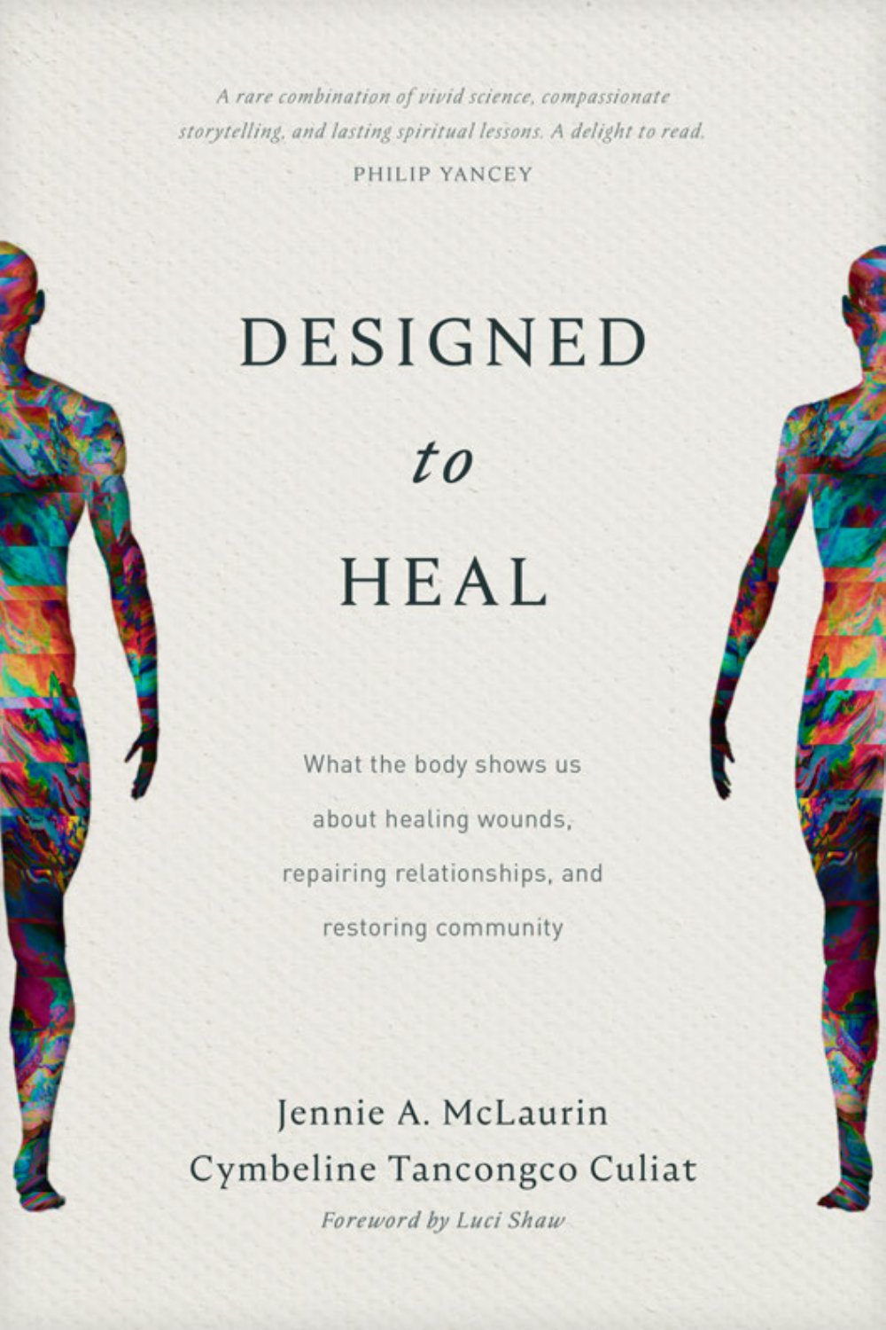*A rare combination of vivid science, compassionate storytelling, and lasting spiritual lessons. A delight to read.*

PHILIP YANCEY

# DESIGNED *to* HEAL

What the body shows us about healing wounds, repairing relationships, and restoring community

Jennie A. McLaurin

Cymbeline Tancongco Culiat

*Foreword by Luci Shaw*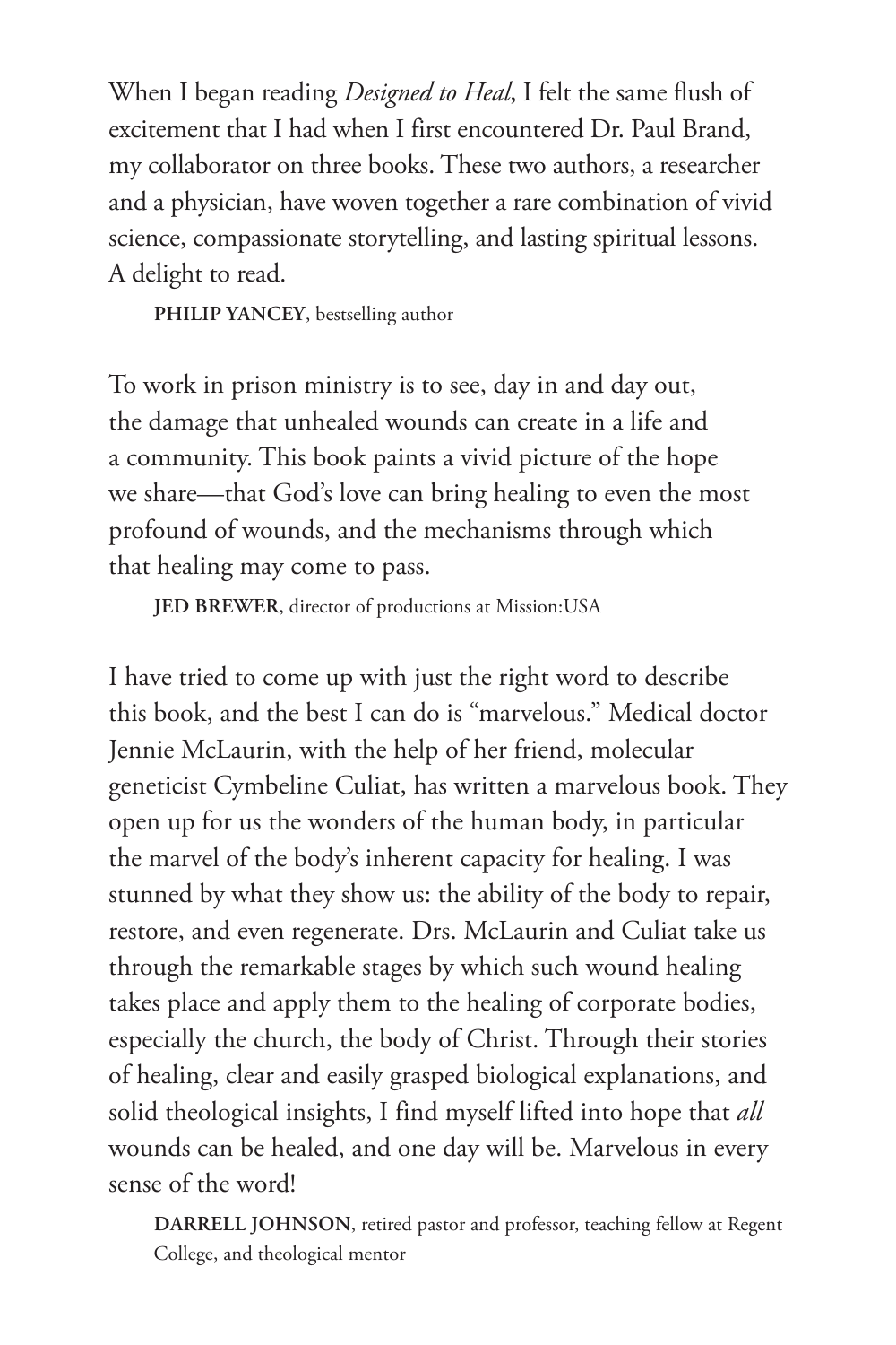When I began reading *Designed to Heal*, I felt the same flush of excitement that I had when I first encountered Dr. Paul Brand, my collaborator on three books. These two authors, a researcher and a physician, have woven together a rare combination of vivid science, compassionate storytelling, and lasting spiritual lessons. A delight to read.

**PHILIP YANCEY**, bestselling author

To work in prison ministry is to see, day in and day out, the damage that unhealed wounds can create in a life and a community. This book paints a vivid picture of the hope we share—that God's love can bring healing to even the most profound of wounds, and the mechanisms through which that healing may come to pass.

**JED BREWER**, director of productions at Mission:USA

I have tried to come up with just the right word to describe this book, and the best I can do is "marvelous." Medical doctor Jennie McLaurin, with the help of her friend, molecular geneticist Cymbeline Culiat, has written a marvelous book. They open up for us the wonders of the human body, in particular the marvel of the body's inherent capacity for healing. I was stunned by what they show us: the ability of the body to repair, restore, and even regenerate. Drs. McLaurin and Culiat take us through the remarkable stages by which such wound healing takes place and apply them to the healing of corporate bodies, especially the church, the body of Christ. Through their stories of healing, clear and easily grasped biological explanations, and solid theological insights, I find myself lifted into hope that *all* wounds can be healed, and one day will be. Marvelous in every sense of the word!

**DARRELL JOHNSON**, retired pastor and professor, teaching fellow at Regent College, and theological mentor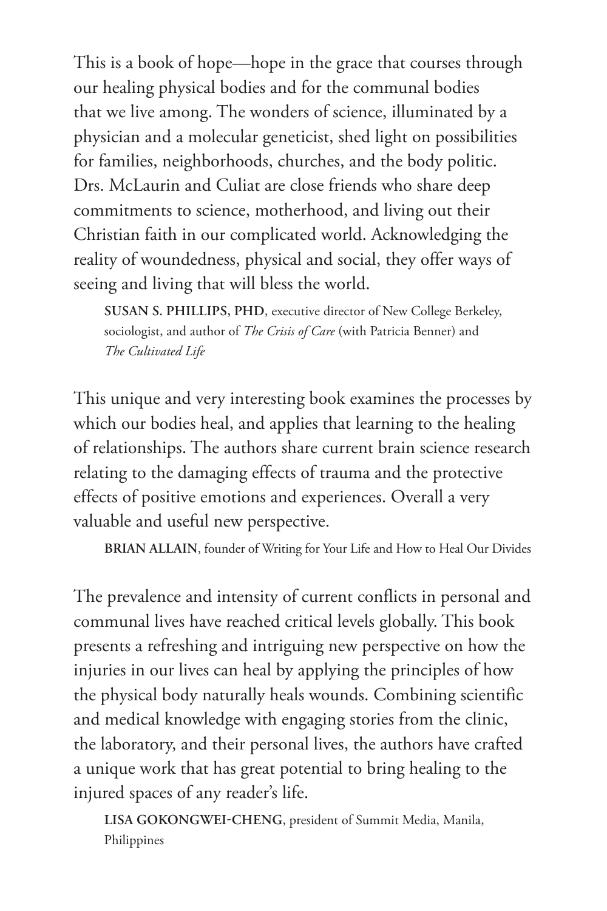This is a book of hope—hope in the grace that courses through our healing physical bodies and for the communal bodies that we live among. The wonders of science, illuminated by a physician and a molecular geneticist, shed light on possibilities for families, neighborhoods, churches, and the body politic. Drs. McLaurin and Culiat are close friends who share deep commitments to science, motherhood, and living out their Christian faith in our complicated world. Acknowledging the reality of woundedness, physical and social, they offer ways of seeing and living that will bless the world.

> **SUSAN S. PHILLIPS, PHD**, executive director of New College Berkeley, sociologist, and author of *The Crisis of Care* (with Patricia Benner) and *The Cultivated Life*

This unique and very interesting book examines the processes by which our bodies heal, and applies that learning to the healing of relationships. The authors share current brain science research relating to the damaging effects of trauma and the protective effects of positive emotions and experiences. Overall a very valuable and useful new perspective.

> **BRIAN ALLAIN**, founder of Writing for Your Life and How to Heal Our Divides

The prevalence and intensity of current conflicts in personal and communal lives have reached critical levels globally. This book presents a refreshing and intriguing new perspective on how the injuries in our lives can heal by applying the principles of how the physical body naturally heals wounds. Combining scientific and medical knowledge with engaging stories from the clinic, the laboratory, and their personal lives, the authors have crafted a unique work that has great potential to bring healing to the injured spaces of any reader's life.

> **LISA GOKONGWEI-CHENG**, president of Summit Media, Manila, Philippines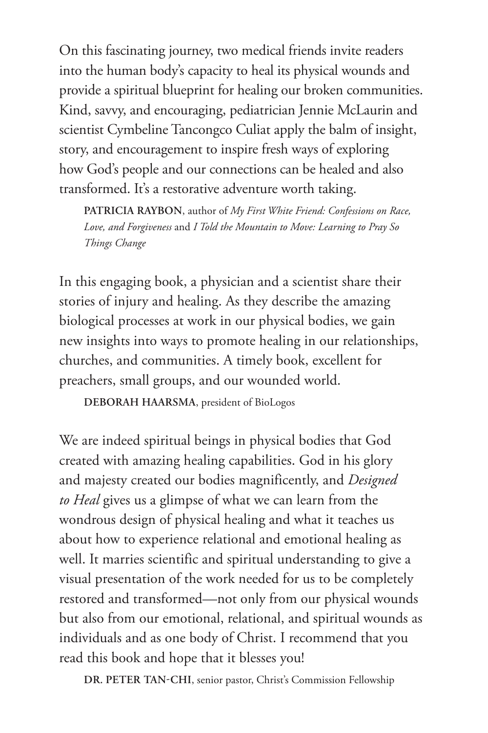On this fascinating journey, two medical friends invite readers into the human body's capacity to heal its physical wounds and provide a spiritual blueprint for healing our broken communities. Kind, savvy, and encouraging, pediatrician Jennie McLaurin and scientist Cymbeline Tancongco Culiat apply the balm of insight, story, and encouragement to inspire fresh ways of exploring how God's people and our connections can be healed and also transformed. It's a restorative adventure worth taking.

> **PATRICIA RAYBON**, author of *My First White Friend: Confessions on Race, Love, and Forgiveness* and *I Told the Mountain to Move: Learning to Pray So Things Change*

In this engaging book, a physician and a scientist share their stories of injury and healing. As they describe the amazing biological processes at work in our physical bodies, we gain new insights into ways to promote healing in our relationships, churches, and communities. A timely book, excellent for preachers, small groups, and our wounded world.

> **DEBORAH HAARSMA**, president of BioLogos

We are indeed spiritual beings in physical bodies that God created with amazing healing capabilities. God in his glory and majesty created our bodies magnificently, and *Designed to Heal* gives us a glimpse of what we can learn from the wondrous design of physical healing and what it teaches us about how to experience relational and emotional healing as well. It marries scientific and spiritual understanding to give a visual presentation of the work needed for us to be completely restored and transformed—not only from our physical wounds but also from our emotional, relational, and spiritual wounds as individuals and as one body of Christ. I recommend that you read this book and hope that it blesses you!

> **DR. PETER TAN-CHI**, senior pastor, Christ's Commission Fellowship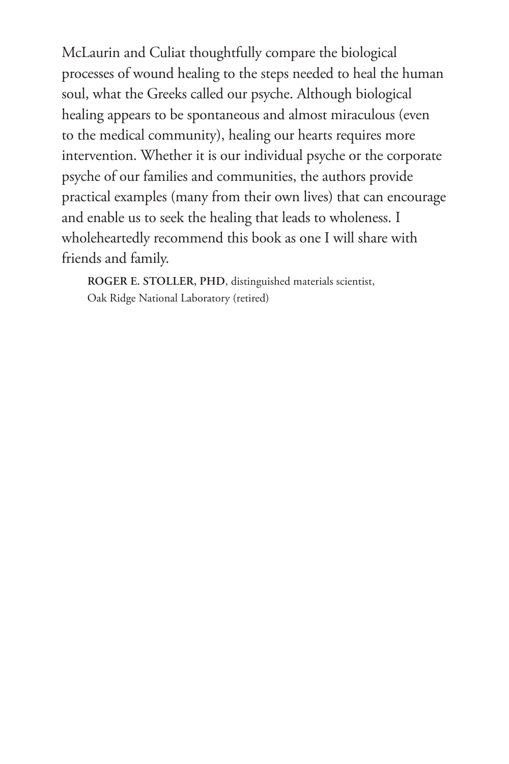McLaurin and Culiat thoughtfully compare the biological processes of wound healing to the steps needed to heal the human soul, what the Greeks called our psyche. Although biological healing appears to be spontaneous and almost miraculous (even to the medical community), healing our hearts requires more intervention. Whether it is our individual psyche or the corporate psyche of our families and communities, the authors provide practical examples (many from their own lives) that can encourage and enable us to seek the healing that leads to wholeness. I wholeheartedly recommend this book as one I will share with friends and family.

**ROGER E. STOLLER, PHD**, distinguished materials scientist, Oak Ridge National Laboratory (retired)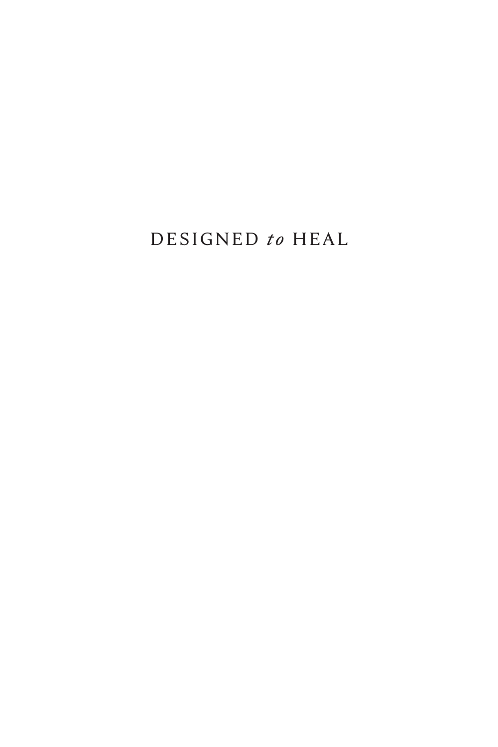# DESIGNED *to* HEAL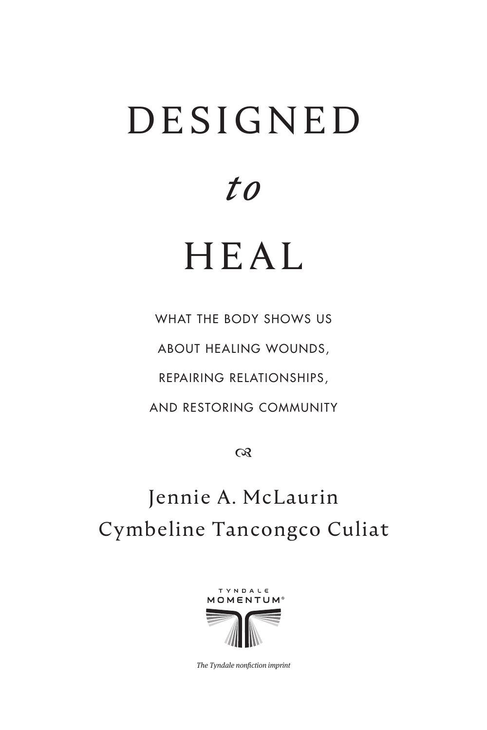# DESIGNED *to* HEAL

WHAT THE BODY SHOWS US
ABOUT HEALING WOUNDS,
REPAIRING RELATIONSHIPS,
AND RESTORING COMMUNITY

Jennie A. McLaurin
Cymbeline Tancongco Culiat

TYNDALE MOMENTUM®

*The Tyndale nonfiction imprint*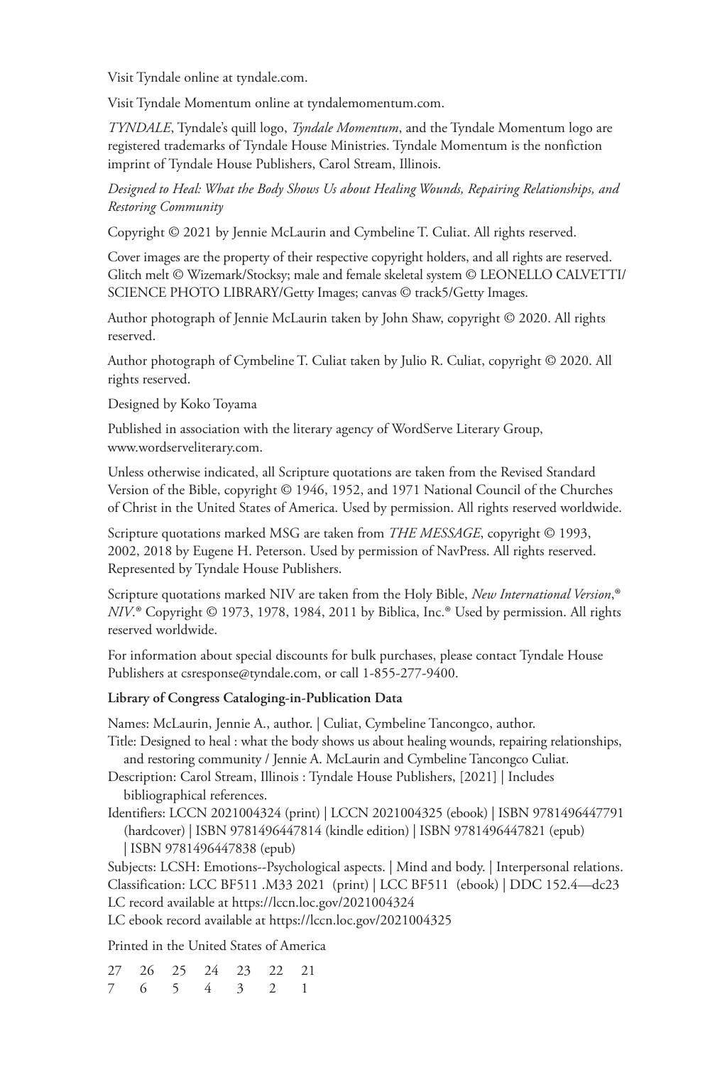Visit Tyndale online at tyndale.com.

Visit Tyndale Momentum online at tyndalemomentum.com.

*TYNDALE*, Tyndale's quill logo, *Tyndale Momentum*, and the Tyndale Momentum logo are registered trademarks of Tyndale House Ministries. Tyndale Momentum is the nonfiction imprint of Tyndale House Publishers, Carol Stream, Illinois.

*Designed to Heal: What the Body Shows Us about Healing Wounds, Repairing Relationships, and Restoring Community*

Copyright © 2021 by Jennie McLaurin and Cymbeline T. Culiat. All rights reserved.

Cover images are the property of their respective copyright holders, and all rights are reserved. Glitch melt © Wizemark/Stocksy; male and female skeletal system © LEONELLO CALVETTI/SCIENCE PHOTO LIBRARY/Getty Images; canvas © track5/Getty Images.

Author photograph of Jennie McLaurin taken by John Shaw, copyright © 2020. All rights reserved.

Author photograph of Cymbeline T. Culiat taken by Julio R. Culiat, copyright © 2020. All rights reserved.

Designed by Koko Toyama

Published in association with the literary agency of WordServe Literary Group, www.wordserveliterary.com.

Unless otherwise indicated, all Scripture quotations are taken from the Revised Standard Version of the Bible, copyright © 1946, 1952, and 1971 National Council of the Churches of Christ in the United States of America. Used by permission. All rights reserved worldwide.

Scripture quotations marked MSG are taken from *THE MESSAGE*, copyright © 1993, 2002, 2018 by Eugene H. Peterson. Used by permission of NavPress. All rights reserved. Represented by Tyndale House Publishers.

Scripture quotations marked NIV are taken from the Holy Bible, *New International Version*,® *NIV*.® Copyright © 1973, 1978, 1984, 2011 by Biblica, Inc.® Used by permission. All rights reserved worldwide.

For information about special discounts for bulk purchases, please contact Tyndale House Publishers at csresponse@tyndale.com, or call 1-855-277-9400.

**Library of Congress Cataloging-in-Publication Data**

Names: McLaurin, Jennie A., author. | Culiat, Cymbeline Tancongco, author.
Title: Designed to heal : what the body shows us about healing wounds, repairing relationships, and restoring community / Jennie A. McLaurin and Cymbeline Tancongco Culiat.
Description: Carol Stream, Illinois : Tyndale House Publishers, [2021] | Includes bibliographical references.
Identifiers: LCCN 2021004324 (print) | LCCN 2021004325 (ebook) | ISBN 9781496447791 (hardcover) | ISBN 9781496447814 (kindle edition) | ISBN 9781496447821 (epub) | ISBN 9781496447838 (epub)
Subjects: LCSH: Emotions--Psychological aspects. | Mind and body. | Interpersonal relations.
Classification: LCC BF511 .M33 2021 (print) | LCC BF511 (ebook) | DDC 152.4—dc23
LC record available at https://lccn.loc.gov/2021004324
LC ebook record available at https://lccn.loc.gov/2021004325

Printed in the United States of America

27 26 25 24 23 22 21
7 6 5 4 3 2 1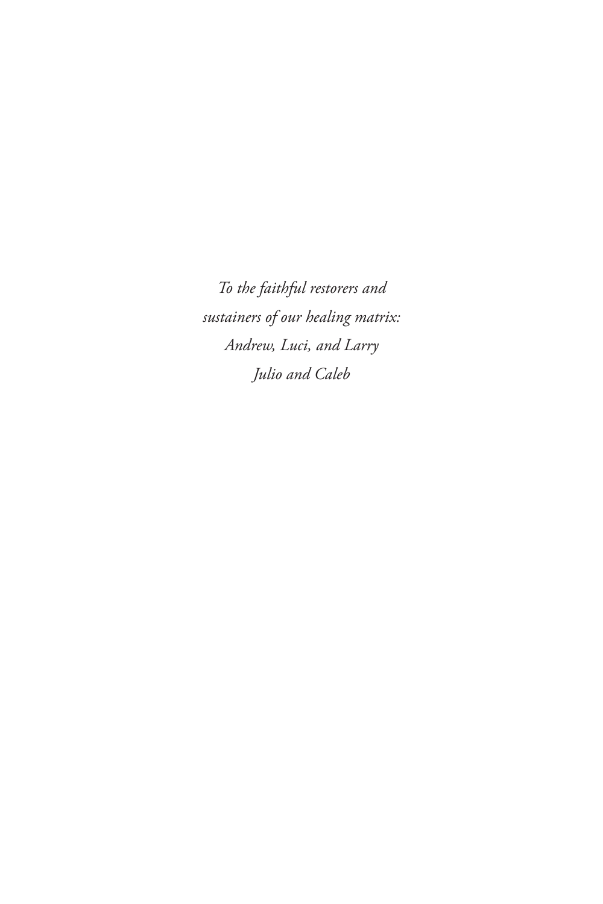*To the faithful restorers and*
*sustainers of our healing matrix:*
*Andrew, Luci, and Larry*
*Julio and Caleb*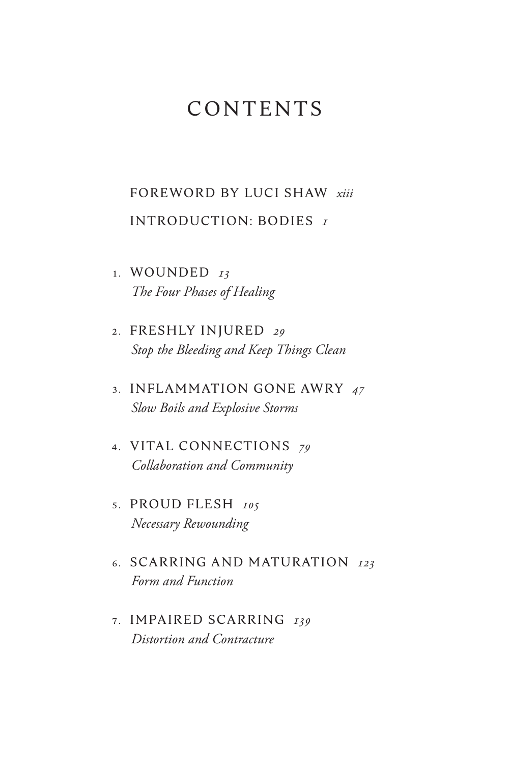# CONTENTS

FOREWORD BY LUCI SHAW *xiii*

INTRODUCTION: BODIES *1*

1. WOUNDED *13*
   *The Four Phases of Healing*

2. FRESHLY INJURED *29*
   *Stop the Bleeding and Keep Things Clean*

3. INFLAMMATION GONE AWRY *47*
   *Slow Boils and Explosive Storms*

4. VITAL CONNECTIONS *79*
   *Collaboration and Community*

5. PROUD FLESH *105*
   *Necessary Rewounding*

6. SCARRING AND MATURATION *123*
   *Form and Function*

7. IMPAIRED SCARRING *139*
   *Distortion and Contracture*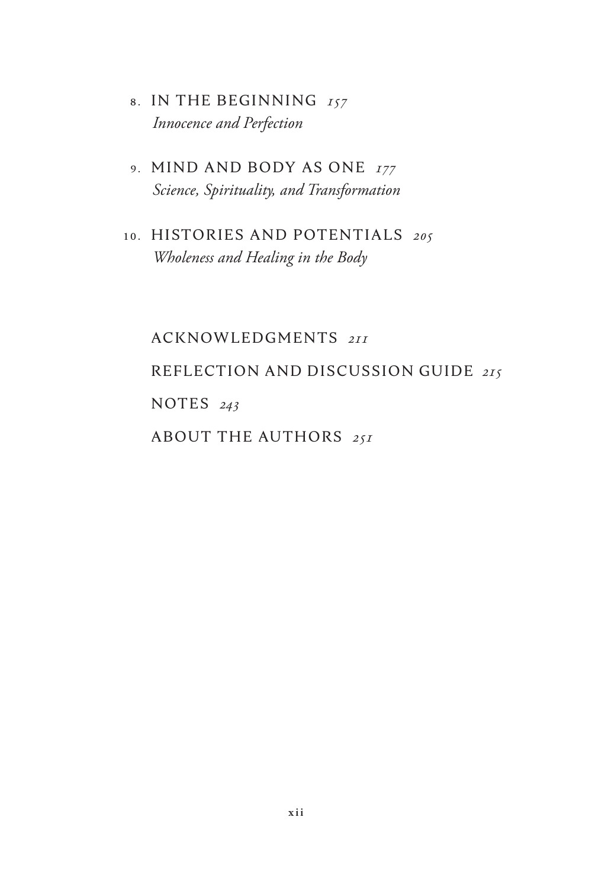8. IN THE BEGINNING *157*
*Innocence and Perfection*

9. MIND AND BODY AS ONE *177*
*Science, Spirituality, and Transformation*

10. HISTORIES AND POTENTIALS *205*
*Wholeness and Healing in the Body*

ACKNOWLEDGMENTS *211*

REFLECTION AND DISCUSSION GUIDE *215*

NOTES *243*

ABOUT THE AUTHORS *251*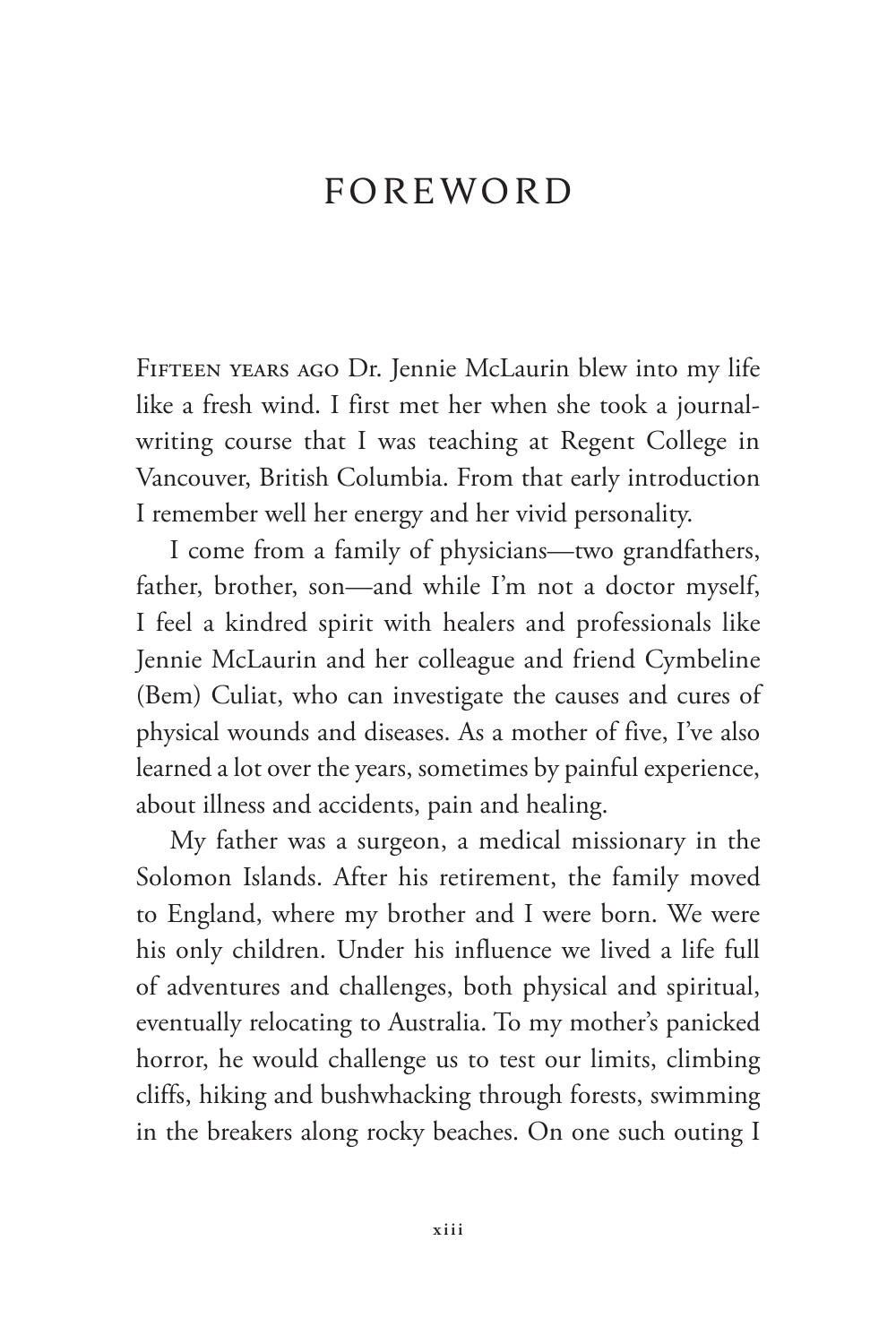# FOREWORD

Fifteen years ago Dr. Jennie McLaurin blew into my life like a fresh wind. I first met her when she took a journal-writing course that I was teaching at Regent College in Vancouver, British Columbia. From that early introduction I remember well her energy and her vivid personality.

I come from a family of physicians—two grandfathers, father, brother, son—and while I'm not a doctor myself, I feel a kindred spirit with healers and professionals like Jennie McLaurin and her colleague and friend Cymbeline (Bem) Culiat, who can investigate the causes and cures of physical wounds and diseases. As a mother of five, I've also learned a lot over the years, sometimes by painful experience, about illness and accidents, pain and healing.

My father was a surgeon, a medical missionary in the Solomon Islands. After his retirement, the family moved to England, where my brother and I were born. We were his only children. Under his influence we lived a life full of adventures and challenges, both physical and spiritual, eventually relocating to Australia. To my mother's panicked horror, he would challenge us to test our limits, climbing cliffs, hiking and bushwhacking through forests, swimming in the breakers along rocky beaches. On one such outing I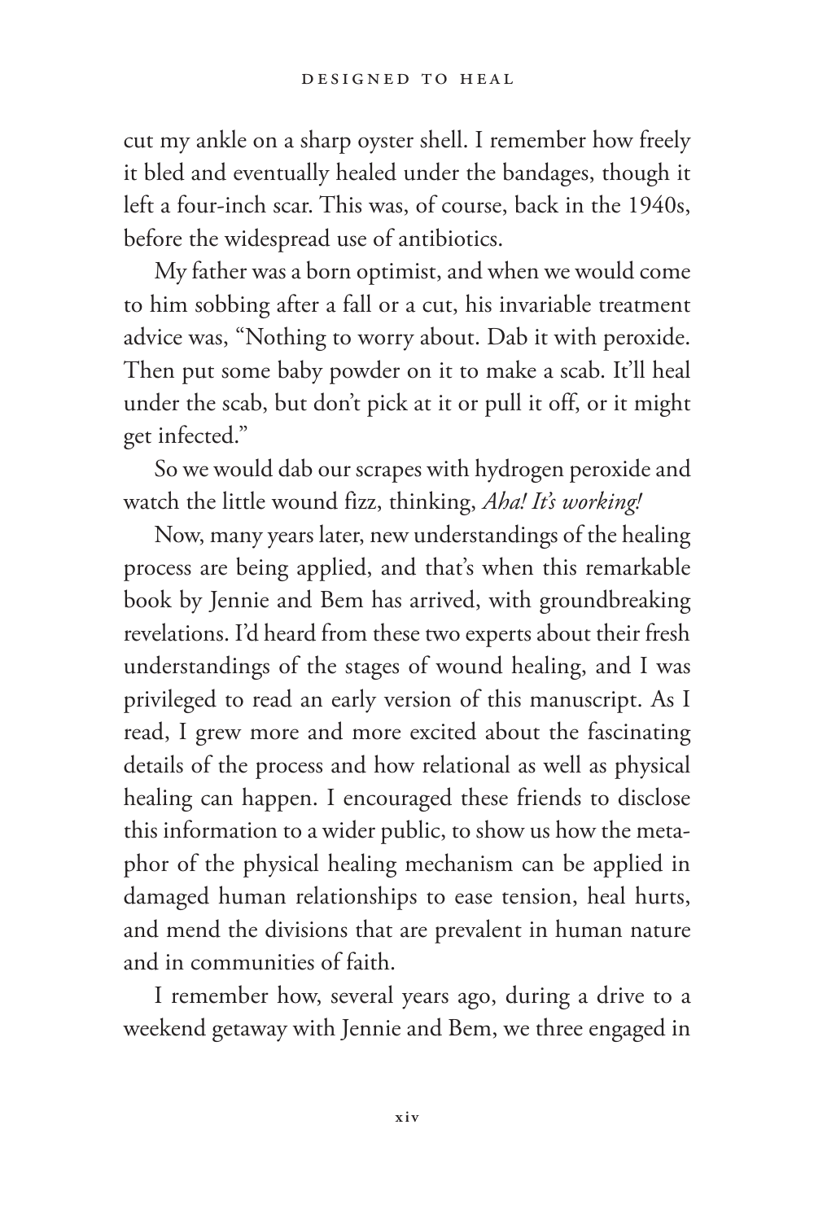cut my ankle on a sharp oyster shell. I remember how freely it bled and eventually healed under the bandages, though it left a four-inch scar. This was, of course, back in the 1940s, before the widespread use of antibiotics.

My father was a born optimist, and when we would come to him sobbing after a fall or a cut, his invariable treatment advice was, "Nothing to worry about. Dab it with peroxide. Then put some baby powder on it to make a scab. It'll heal under the scab, but don't pick at it or pull it off, or it might get infected."

So we would dab our scrapes with hydrogen peroxide and watch the little wound fizz, thinking, *Aha! It's working!*

Now, many years later, new understandings of the healing process are being applied, and that's when this remarkable book by Jennie and Bem has arrived, with groundbreaking revelations. I'd heard from these two experts about their fresh understandings of the stages of wound healing, and I was privileged to read an early version of this manuscript. As I read, I grew more and more excited about the fascinating details of the process and how relational as well as physical healing can happen. I encouraged these friends to disclose this information to a wider public, to show us how the metaphor of the physical healing mechanism can be applied in damaged human relationships to ease tension, heal hurts, and mend the divisions that are prevalent in human nature and in communities of faith.

I remember how, several years ago, during a drive to a weekend getaway with Jennie and Bem, we three engaged in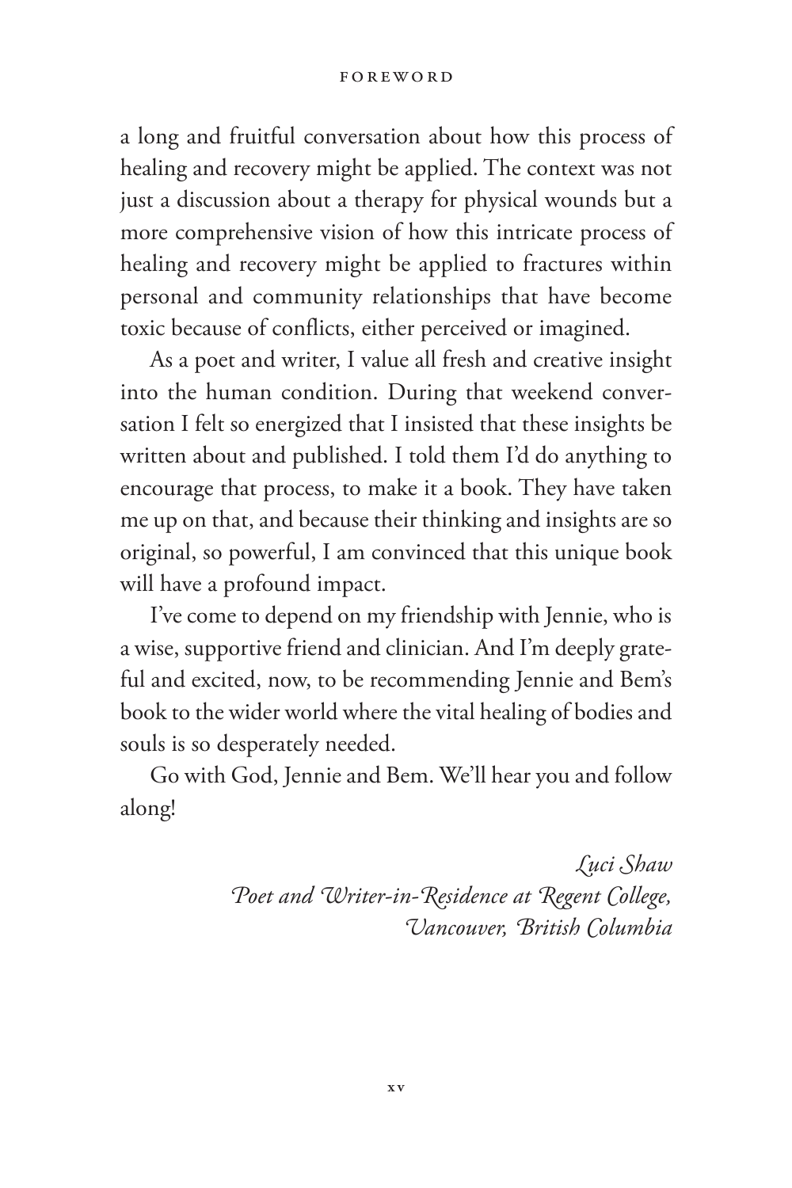a long and fruitful conversation about how this process of healing and recovery might be applied. The context was not just a discussion about a therapy for physical wounds but a more comprehensive vision of how this intricate process of healing and recovery might be applied to fractures within personal and community relationships that have become toxic because of conflicts, either perceived or imagined.

As a poet and writer, I value all fresh and creative insight into the human condition. During that weekend conversation I felt so energized that I insisted that these insights be written about and published. I told them I'd do anything to encourage that process, to make it a book. They have taken me up on that, and because their thinking and insights are so original, so powerful, I am convinced that this unique book will have a profound impact.

I've come to depend on my friendship with Jennie, who is a wise, supportive friend and clinician. And I'm deeply grateful and excited, now, to be recommending Jennie and Bem's book to the wider world where the vital healing of bodies and souls is so desperately needed.

Go with God, Jennie and Bem. We'll hear you and follow along!

*Luci Shaw*
*Poet and Writer-in-Residence at Regent College, Vancouver, British Columbia*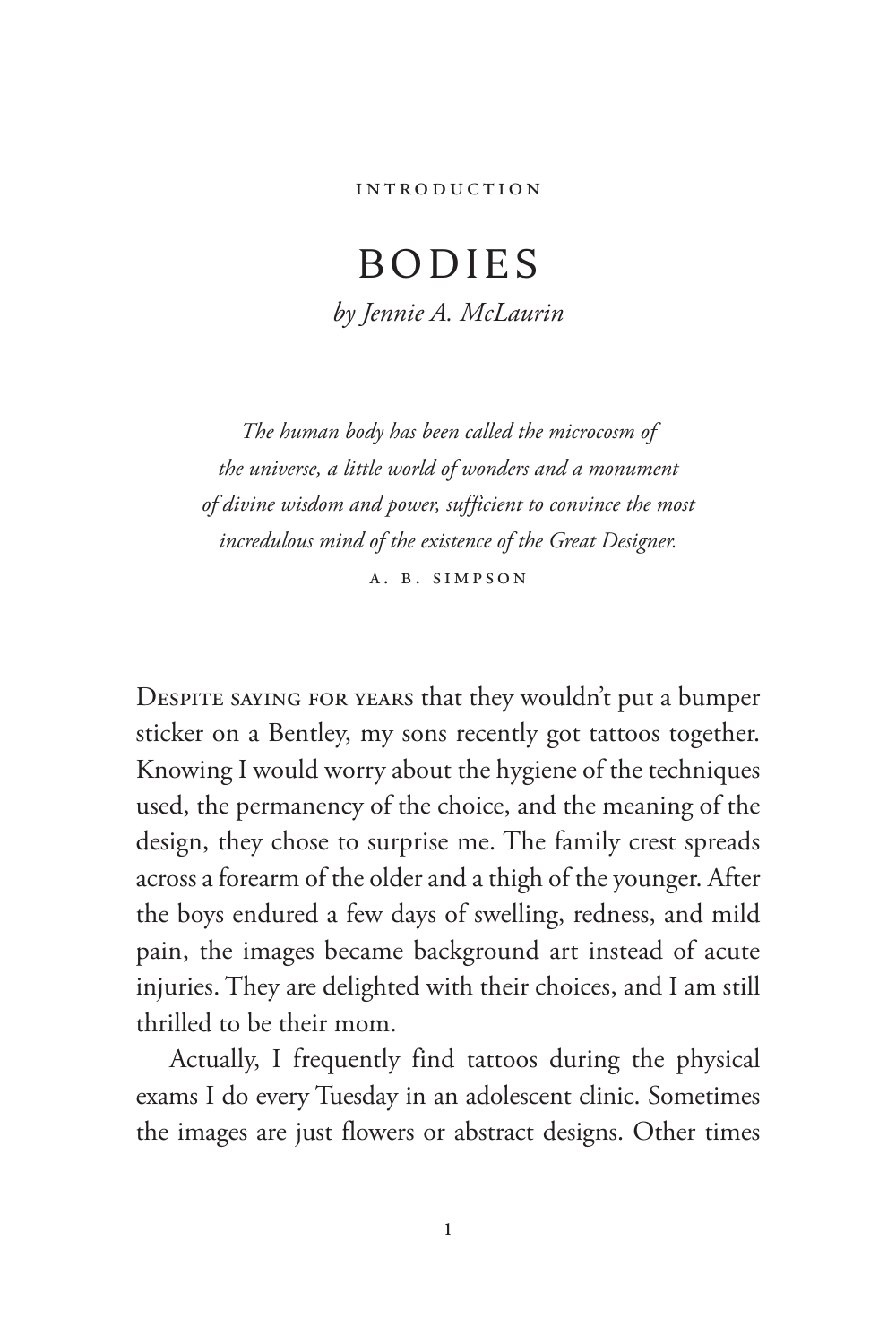INTRODUCTION

# BODIES

*by Jennie A. McLaurin*

> *The human body has been called the microcosm of the universe, a little world of wonders and a monument of divine wisdom and power, sufficient to convince the most incredulous mind of the existence of the Great Designer.*
>
> A. B. SIMPSON

Despite saying for years that they wouldn't put a bumper sticker on a Bentley, my sons recently got tattoos together. Knowing I would worry about the hygiene of the techniques used, the permanency of the choice, and the meaning of the design, they chose to surprise me. The family crest spreads across a forearm of the older and a thigh of the younger. After the boys endured a few days of swelling, redness, and mild pain, the images became background art instead of acute injuries. They are delighted with their choices, and I am still thrilled to be their mom.

Actually, I frequently find tattoos during the physical exams I do every Tuesday in an adolescent clinic. Sometimes the images are just flowers or abstract designs. Other times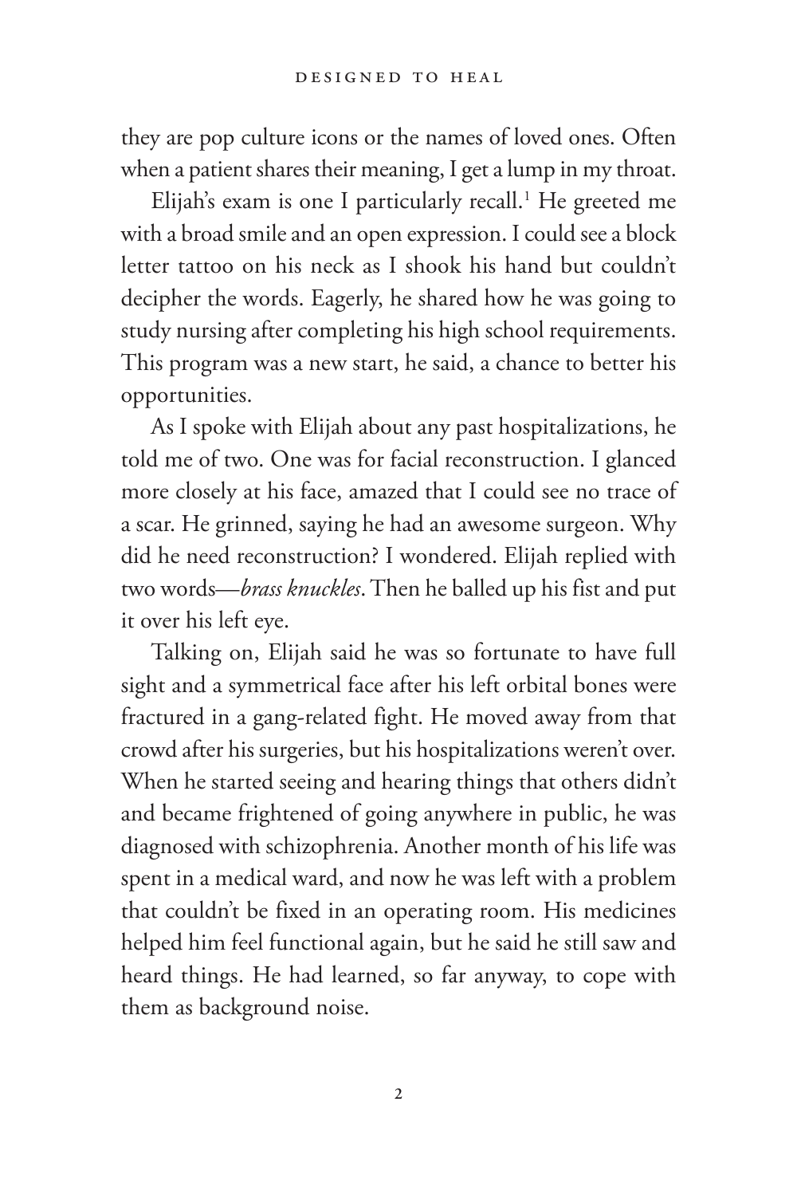they are pop culture icons or the names of loved ones. Often when a patient shares their meaning, I get a lump in my throat.

Elijah's exam is one I particularly recall.[1] He greeted me with a broad smile and an open expression. I could see a block letter tattoo on his neck as I shook his hand but couldn't decipher the words. Eagerly, he shared how he was going to study nursing after completing his high school requirements. This program was a new start, he said, a chance to better his opportunities.

As I spoke with Elijah about any past hospitalizations, he told me of two. One was for facial reconstruction. I glanced more closely at his face, amazed that I could see no trace of a scar. He grinned, saying he had an awesome surgeon. Why did he need reconstruction? I wondered. Elijah replied with two words—*brass knuckles*. Then he balled up his fist and put it over his left eye.

Talking on, Elijah said he was so fortunate to have full sight and a symmetrical face after his left orbital bones were fractured in a gang-related fight. He moved away from that crowd after his surgeries, but his hospitalizations weren't over. When he started seeing and hearing things that others didn't and became frightened of going anywhere in public, he was diagnosed with schizophrenia. Another month of his life was spent in a medical ward, and now he was left with a problem that couldn't be fixed in an operating room. His medicines helped him feel functional again, but he said he still saw and heard things. He had learned, so far anyway, to cope with them as background noise.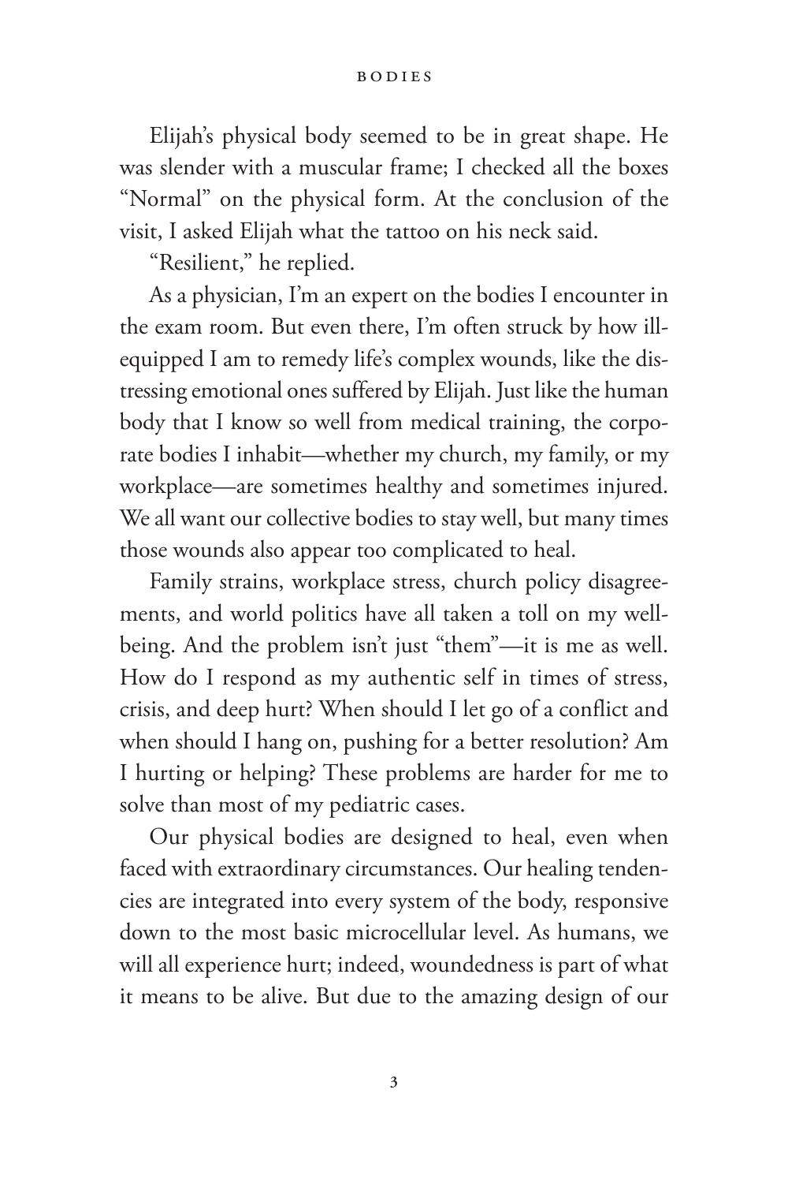Elijah's physical body seemed to be in great shape. He was slender with a muscular frame; I checked all the boxes "Normal" on the physical form. At the conclusion of the visit, I asked Elijah what the tattoo on his neck said.

"Resilient," he replied.

As a physician, I'm an expert on the bodies I encounter in the exam room. But even there, I'm often struck by how ill-equipped I am to remedy life's complex wounds, like the distressing emotional ones suffered by Elijah. Just like the human body that I know so well from medical training, the corporate bodies I inhabit—whether my church, my family, or my workplace—are sometimes healthy and sometimes injured. We all want our collective bodies to stay well, but many times those wounds also appear too complicated to heal.

Family strains, workplace stress, church policy disagreements, and world politics have all taken a toll on my wellbeing. And the problem isn't just "them"—it is me as well. How do I respond as my authentic self in times of stress, crisis, and deep hurt? When should I let go of a conflict and when should I hang on, pushing for a better resolution? Am I hurting or helping? These problems are harder for me to solve than most of my pediatric cases.

Our physical bodies are designed to heal, even when faced with extraordinary circumstances. Our healing tendencies are integrated into every system of the body, responsive down to the most basic microcellular level. As humans, we will all experience hurt; indeed, woundedness is part of what it means to be alive. But due to the amazing design of our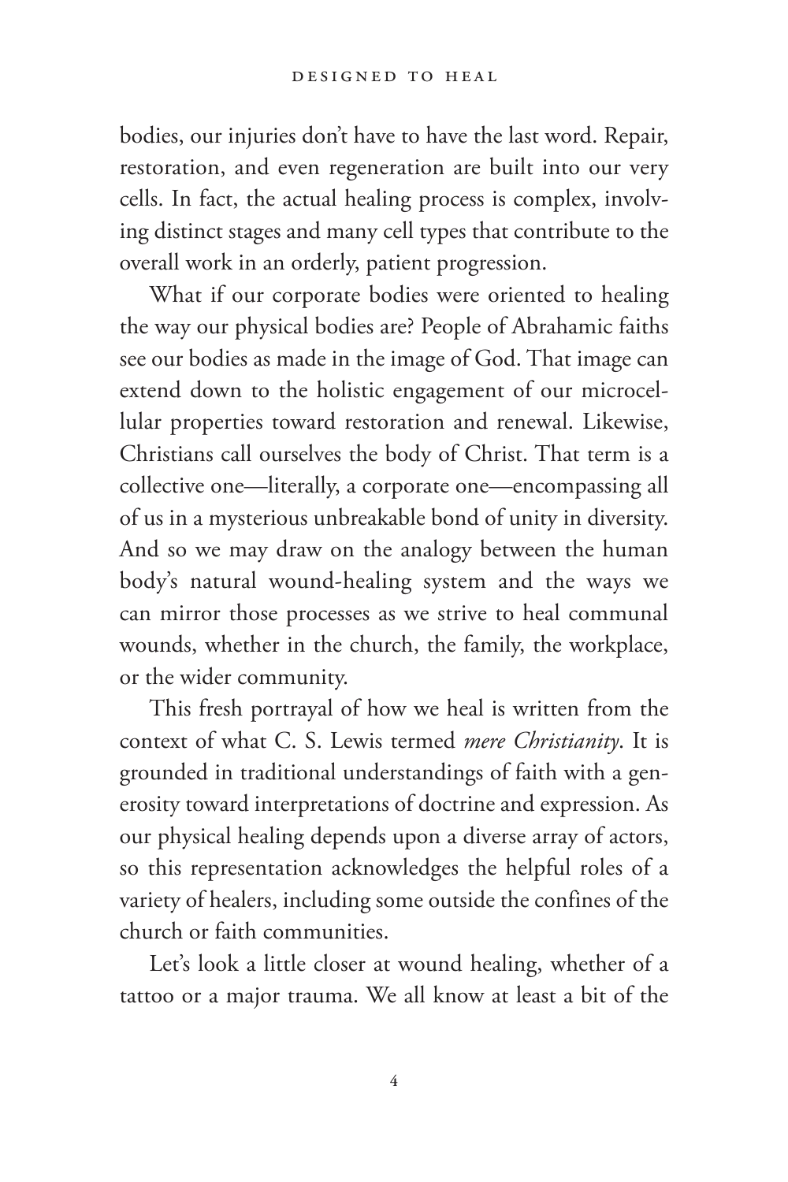bodies, our injuries don't have to have the last word. Repair, restoration, and even regeneration are built into our very cells. In fact, the actual healing process is complex, involving distinct stages and many cell types that contribute to the overall work in an orderly, patient progression.

What if our corporate bodies were oriented to healing the way our physical bodies are? People of Abrahamic faiths see our bodies as made in the image of God. That image can extend down to the holistic engagement of our microcellular properties toward restoration and renewal. Likewise, Christians call ourselves the body of Christ. That term is a collective one—literally, a corporate one—encompassing all of us in a mysterious unbreakable bond of unity in diversity. And so we may draw on the analogy between the human body's natural wound-healing system and the ways we can mirror those processes as we strive to heal communal wounds, whether in the church, the family, the workplace, or the wider community.

This fresh portrayal of how we heal is written from the context of what C. S. Lewis termed *mere Christianity*. It is grounded in traditional understandings of faith with a generosity toward interpretations of doctrine and expression. As our physical healing depends upon a diverse array of actors, so this representation acknowledges the helpful roles of a variety of healers, including some outside the confines of the church or faith communities.

Let's look a little closer at wound healing, whether of a tattoo or a major trauma. We all know at least a bit of the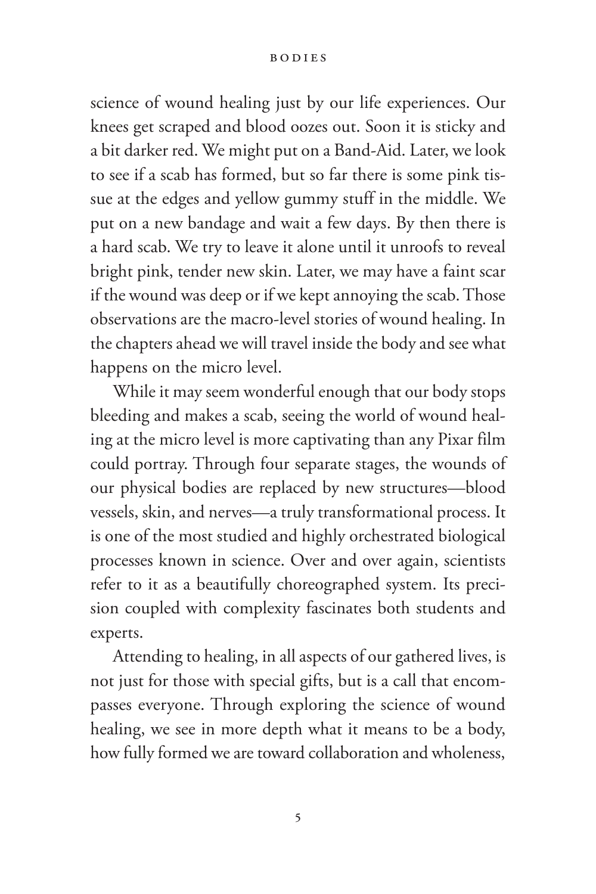science of wound healing just by our life experiences. Our knees get scraped and blood oozes out. Soon it is sticky and a bit darker red. We might put on a Band-Aid. Later, we look to see if a scab has formed, but so far there is some pink tissue at the edges and yellow gummy stuff in the middle. We put on a new bandage and wait a few days. By then there is a hard scab. We try to leave it alone until it unroofs to reveal bright pink, tender new skin. Later, we may have a faint scar if the wound was deep or if we kept annoying the scab. Those observations are the macro-level stories of wound healing. In the chapters ahead we will travel inside the body and see what happens on the micro level.

While it may seem wonderful enough that our body stops bleeding and makes a scab, seeing the world of wound healing at the micro level is more captivating than any Pixar film could portray. Through four separate stages, the wounds of our physical bodies are replaced by new structures—blood vessels, skin, and nerves—a truly transformational process. It is one of the most studied and highly orchestrated biological processes known in science. Over and over again, scientists refer to it as a beautifully choreographed system. Its precision coupled with complexity fascinates both students and experts.

Attending to healing, in all aspects of our gathered lives, is not just for those with special gifts, but is a call that encompasses everyone. Through exploring the science of wound healing, we see in more depth what it means to be a body, how fully formed we are toward collaboration and wholeness,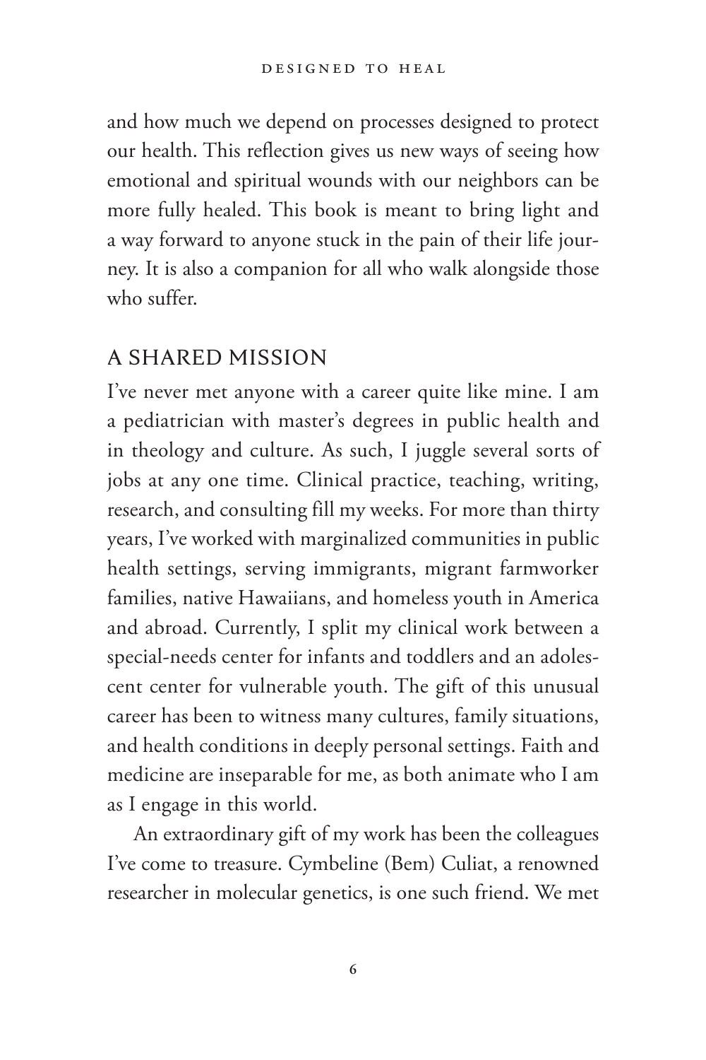and how much we depend on processes designed to protect our health. This reflection gives us new ways of seeing how emotional and spiritual wounds with our neighbors can be more fully healed. This book is meant to bring light and a way forward to anyone stuck in the pain of their life journey. It is also a companion for all who walk alongside those who suffer.

## A SHARED MISSION

I've never met anyone with a career quite like mine. I am a pediatrician with master's degrees in public health and in theology and culture. As such, I juggle several sorts of jobs at any one time. Clinical practice, teaching, writing, research, and consulting fill my weeks. For more than thirty years, I've worked with marginalized communities in public health settings, serving immigrants, migrant farmworker families, native Hawaiians, and homeless youth in America and abroad. Currently, I split my clinical work between a special-needs center for infants and toddlers and an adolescent center for vulnerable youth. The gift of this unusual career has been to witness many cultures, family situations, and health conditions in deeply personal settings. Faith and medicine are inseparable for me, as both animate who I am as I engage in this world.

An extraordinary gift of my work has been the colleagues I've come to treasure. Cymbeline (Bem) Culiat, a renowned researcher in molecular genetics, is one such friend. We met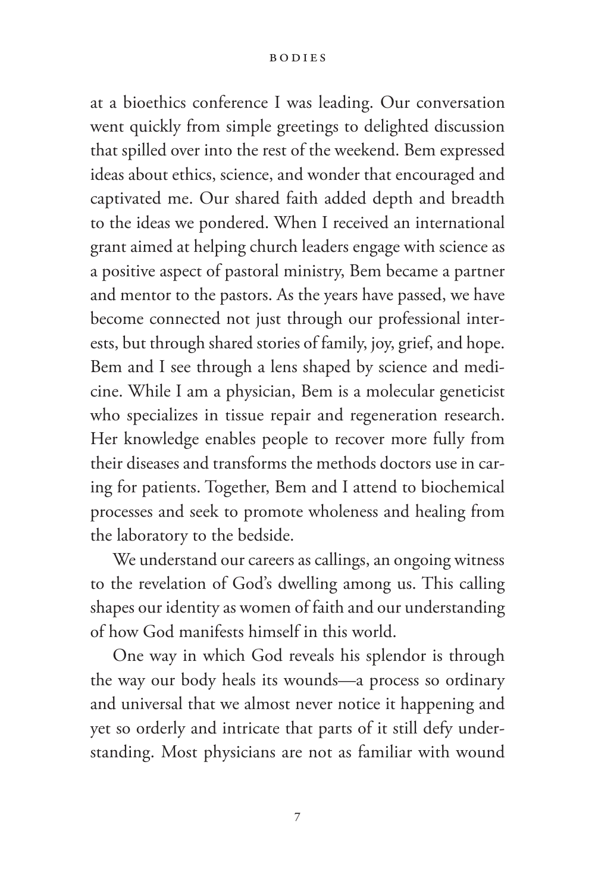at a bioethics conference I was leading. Our conversation went quickly from simple greetings to delighted discussion that spilled over into the rest of the weekend. Bem expressed ideas about ethics, science, and wonder that encouraged and captivated me. Our shared faith added depth and breadth to the ideas we pondered. When I received an international grant aimed at helping church leaders engage with science as a positive aspect of pastoral ministry, Bem became a partner and mentor to the pastors. As the years have passed, we have become connected not just through our professional interests, but through shared stories of family, joy, grief, and hope. Bem and I see through a lens shaped by science and medicine. While I am a physician, Bem is a molecular geneticist who specializes in tissue repair and regeneration research. Her knowledge enables people to recover more fully from their diseases and transforms the methods doctors use in caring for patients. Together, Bem and I attend to biochemical processes and seek to promote wholeness and healing from the laboratory to the bedside.

We understand our careers as callings, an ongoing witness to the revelation of God's dwelling among us. This calling shapes our identity as women of faith and our understanding of how God manifests himself in this world.

One way in which God reveals his splendor is through the way our body heals its wounds—a process so ordinary and universal that we almost never notice it happening and yet so orderly and intricate that parts of it still defy understanding. Most physicians are not as familiar with wound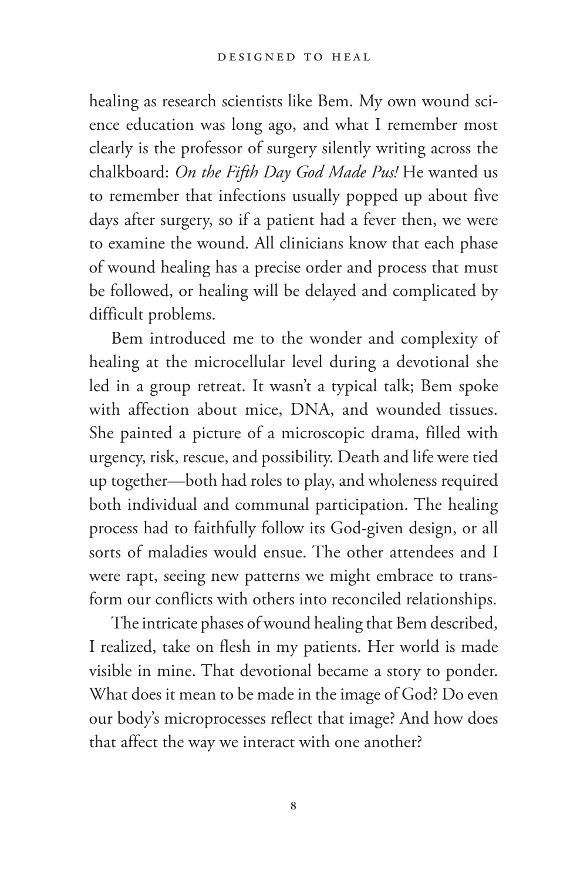healing as research scientists like Bem. My own wound science education was long ago, and what I remember most clearly is the professor of surgery silently writing across the chalkboard: *On the Fifth Day God Made Pus!* He wanted us to remember that infections usually popped up about five days after surgery, so if a patient had a fever then, we were to examine the wound. All clinicians know that each phase of wound healing has a precise order and process that must be followed, or healing will be delayed and complicated by difficult problems.

Bem introduced me to the wonder and complexity of healing at the microcellular level during a devotional she led in a group retreat. It wasn't a typical talk; Bem spoke with affection about mice, DNA, and wounded tissues. She painted a picture of a microscopic drama, filled with urgency, risk, rescue, and possibility. Death and life were tied up together—both had roles to play, and wholeness required both individual and communal participation. The healing process had to faithfully follow its God-given design, or all sorts of maladies would ensue. The other attendees and I were rapt, seeing new patterns we might embrace to transform our conflicts with others into reconciled relationships.

The intricate phases of wound healing that Bem described, I realized, take on flesh in my patients. Her world is made visible in mine. That devotional became a story to ponder. What does it mean to be made in the image of God? Do even our body's microprocesses reflect that image? And how does that affect the way we interact with one another?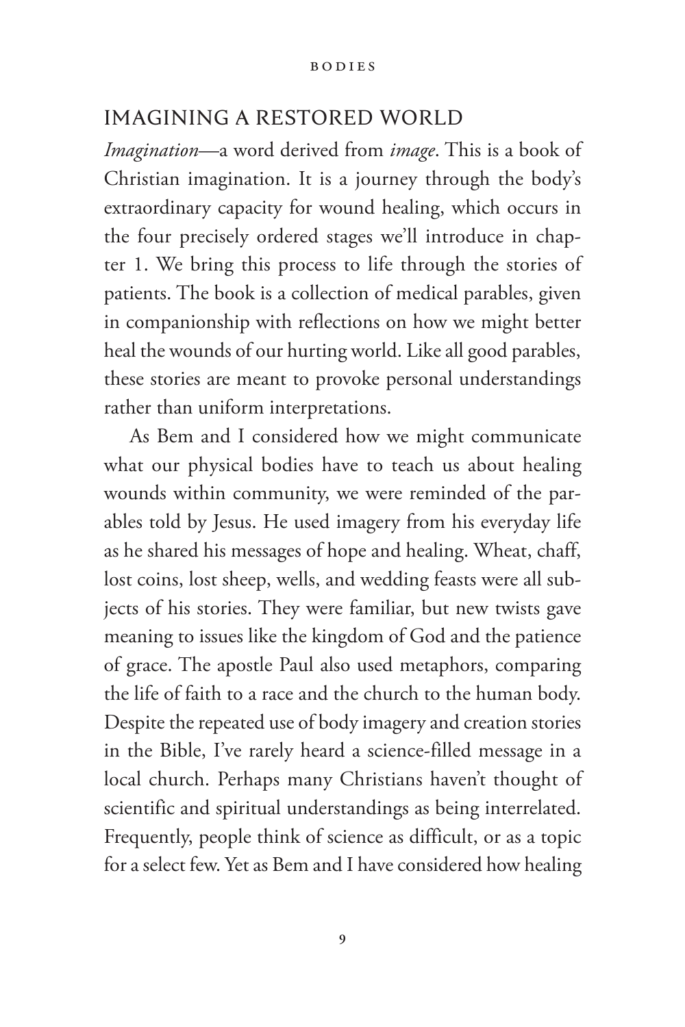## IMAGINING A RESTORED WORLD

*Imagination*—a word derived from *image*. This is a book of Christian imagination. It is a journey through the body's extraordinary capacity for wound healing, which occurs in the four precisely ordered stages we'll introduce in chapter 1. We bring this process to life through the stories of patients. The book is a collection of medical parables, given in companionship with reflections on how we might better heal the wounds of our hurting world. Like all good parables, these stories are meant to provoke personal understandings rather than uniform interpretations.

As Bem and I considered how we might communicate what our physical bodies have to teach us about healing wounds within community, we were reminded of the parables told by Jesus. He used imagery from his everyday life as he shared his messages of hope and healing. Wheat, chaff, lost coins, lost sheep, wells, and wedding feasts were all subjects of his stories. They were familiar, but new twists gave meaning to issues like the kingdom of God and the patience of grace. The apostle Paul also used metaphors, comparing the life of faith to a race and the church to the human body. Despite the repeated use of body imagery and creation stories in the Bible, I've rarely heard a science-filled message in a local church. Perhaps many Christians haven't thought of scientific and spiritual understandings as being interrelated. Frequently, people think of science as difficult, or as a topic for a select few. Yet as Bem and I have considered how healing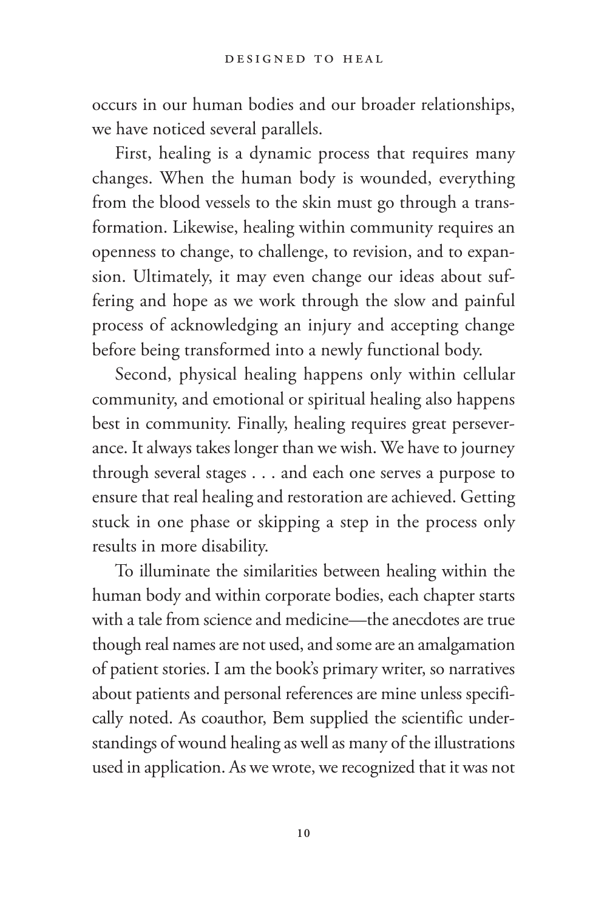occurs in our human bodies and our broader relationships, we have noticed several parallels.

First, healing is a dynamic process that requires many changes. When the human body is wounded, everything from the blood vessels to the skin must go through a transformation. Likewise, healing within community requires an openness to change, to challenge, to revision, and to expansion. Ultimately, it may even change our ideas about suffering and hope as we work through the slow and painful process of acknowledging an injury and accepting change before being transformed into a newly functional body.

Second, physical healing happens only within cellular community, and emotional or spiritual healing also happens best in community. Finally, healing requires great perseverance. It always takes longer than we wish. We have to journey through several stages . . . and each one serves a purpose to ensure that real healing and restoration are achieved. Getting stuck in one phase or skipping a step in the process only results in more disability.

To illuminate the similarities between healing within the human body and within corporate bodies, each chapter starts with a tale from science and medicine—the anecdotes are true though real names are not used, and some are an amalgamation of patient stories. I am the book's primary writer, so narratives about patients and personal references are mine unless specifically noted. As coauthor, Bem supplied the scientific understandings of wound healing as well as many of the illustrations used in application. As we wrote, we recognized that it was not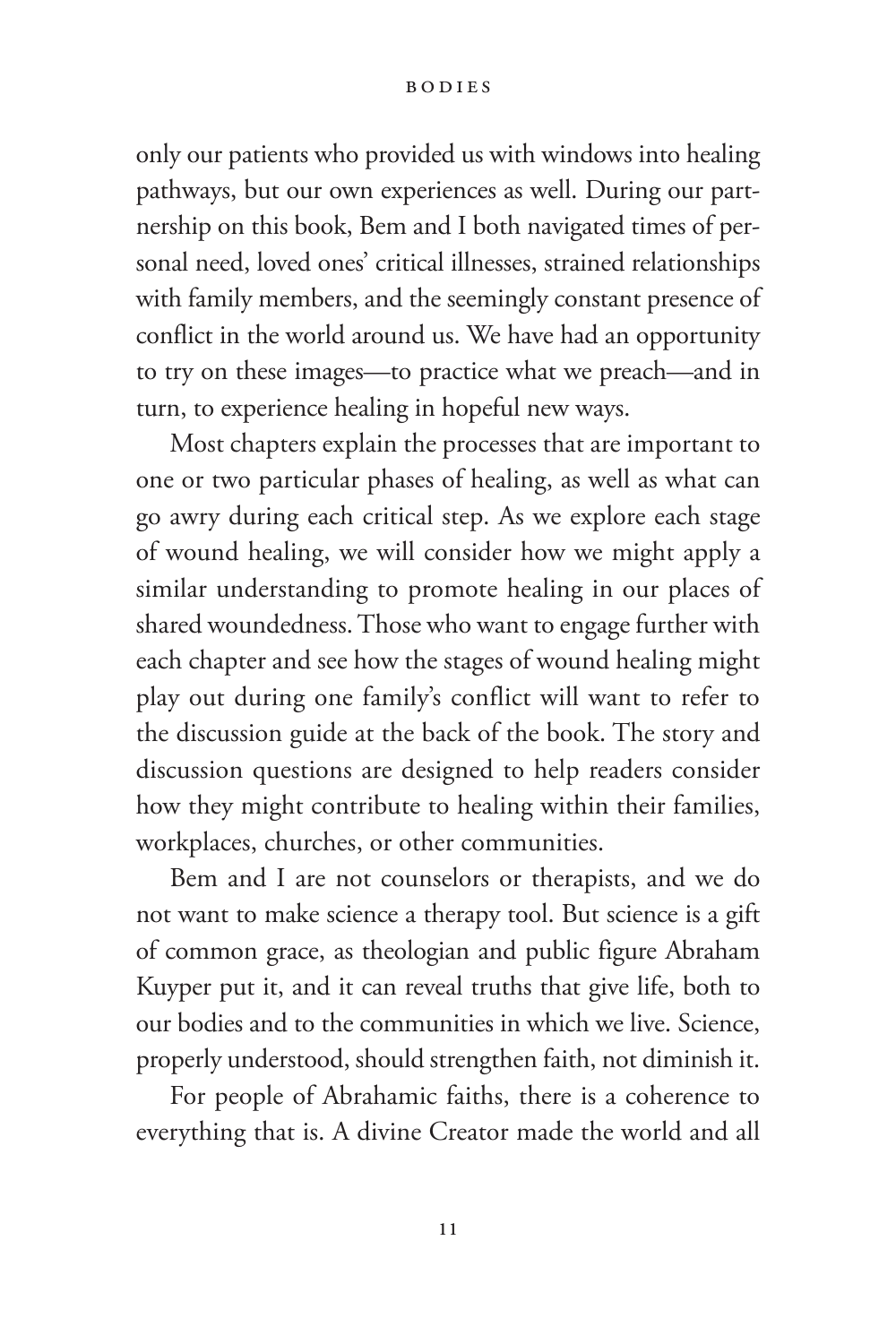only our patients who provided us with windows into healing pathways, but our own experiences as well. During our partnership on this book, Bem and I both navigated times of personal need, loved ones' critical illnesses, strained relationships with family members, and the seemingly constant presence of conflict in the world around us. We have had an opportunity to try on these images—to practice what we preach—and in turn, to experience healing in hopeful new ways.

Most chapters explain the processes that are important to one or two particular phases of healing, as well as what can go awry during each critical step. As we explore each stage of wound healing, we will consider how we might apply a similar understanding to promote healing in our places of shared woundedness. Those who want to engage further with each chapter and see how the stages of wound healing might play out during one family's conflict will want to refer to the discussion guide at the back of the book. The story and discussion questions are designed to help readers consider how they might contribute to healing within their families, workplaces, churches, or other communities.

Bem and I are not counselors or therapists, and we do not want to make science a therapy tool. But science is a gift of common grace, as theologian and public figure Abraham Kuyper put it, and it can reveal truths that give life, both to our bodies and to the communities in which we live. Science, properly understood, should strengthen faith, not diminish it.

For people of Abrahamic faiths, there is a coherence to everything that is. A divine Creator made the world and all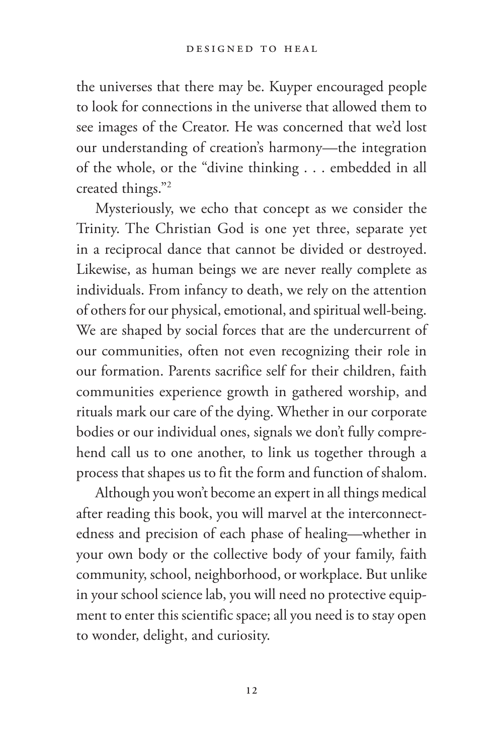the universes that there may be. Kuyper encouraged people to look for connections in the universe that allowed them to see images of the Creator. He was concerned that we'd lost our understanding of creation's harmony—the integration of the whole, or the "divine thinking . . . embedded in all created things."[2]

Mysteriously, we echo that concept as we consider the Trinity. The Christian God is one yet three, separate yet in a reciprocal dance that cannot be divided or destroyed. Likewise, as human beings we are never really complete as individuals. From infancy to death, we rely on the attention of others for our physical, emotional, and spiritual well-being. We are shaped by social forces that are the undercurrent of our communities, often not even recognizing their role in our formation. Parents sacrifice self for their children, faith communities experience growth in gathered worship, and rituals mark our care of the dying. Whether in our corporate bodies or our individual ones, signals we don't fully comprehend call us to one another, to link us together through a process that shapes us to fit the form and function of shalom.

Although you won't become an expert in all things medical after reading this book, you will marvel at the interconnectedness and precision of each phase of healing—whether in your own body or the collective body of your family, faith community, school, neighborhood, or workplace. But unlike in your school science lab, you will need no protective equipment to enter this scientific space; all you need is to stay open to wonder, delight, and curiosity.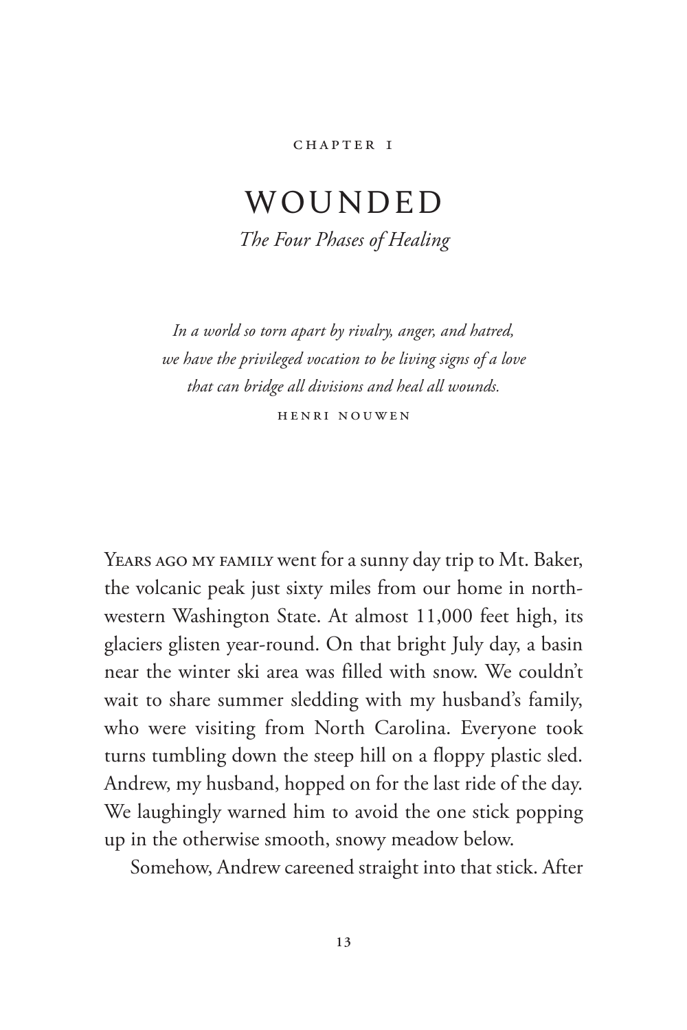CHAPTER 1

# WOUNDED

*The Four Phases of Healing*

*In a world so torn apart by rivalry, anger, and hatred, we have the privileged vocation to be living signs of a love that can bridge all divisions and heal all wounds.*

HENRI NOUWEN

Years ago my family went for a sunny day trip to Mt. Baker, the volcanic peak just sixty miles from our home in northwestern Washington State. At almost 11,000 feet high, its glaciers glisten year-round. On that bright July day, a basin near the winter ski area was filled with snow. We couldn't wait to share summer sledding with my husband's family, who were visiting from North Carolina. Everyone took turns tumbling down the steep hill on a floppy plastic sled. Andrew, my husband, hopped on for the last ride of the day. We laughingly warned him to avoid the one stick popping up in the otherwise smooth, snowy meadow below.

Somehow, Andrew careened straight into that stick. After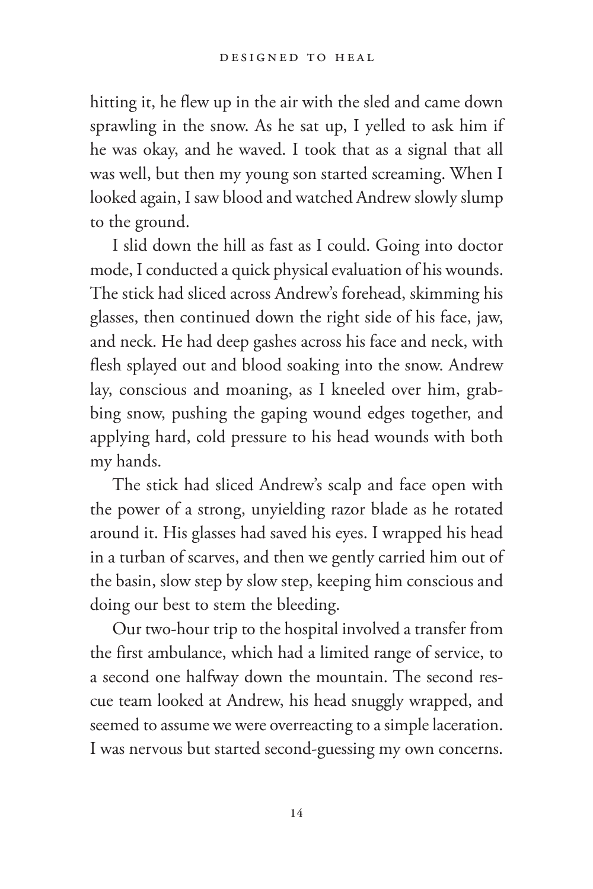hitting it, he flew up in the air with the sled and came down sprawling in the snow. As he sat up, I yelled to ask him if he was okay, and he waved. I took that as a signal that all was well, but then my young son started screaming. When I looked again, I saw blood and watched Andrew slowly slump to the ground.

I slid down the hill as fast as I could. Going into doctor mode, I conducted a quick physical evaluation of his wounds. The stick had sliced across Andrew's forehead, skimming his glasses, then continued down the right side of his face, jaw, and neck. He had deep gashes across his face and neck, with flesh splayed out and blood soaking into the snow. Andrew lay, conscious and moaning, as I kneeled over him, grabbing snow, pushing the gaping wound edges together, and applying hard, cold pressure to his head wounds with both my hands.

The stick had sliced Andrew's scalp and face open with the power of a strong, unyielding razor blade as he rotated around it. His glasses had saved his eyes. I wrapped his head in a turban of scarves, and then we gently carried him out of the basin, slow step by slow step, keeping him conscious and doing our best to stem the bleeding.

Our two-hour trip to the hospital involved a transfer from the first ambulance, which had a limited range of service, to a second one halfway down the mountain. The second rescue team looked at Andrew, his head snuggly wrapped, and seemed to assume we were overreacting to a simple laceration. I was nervous but started second-guessing my own concerns.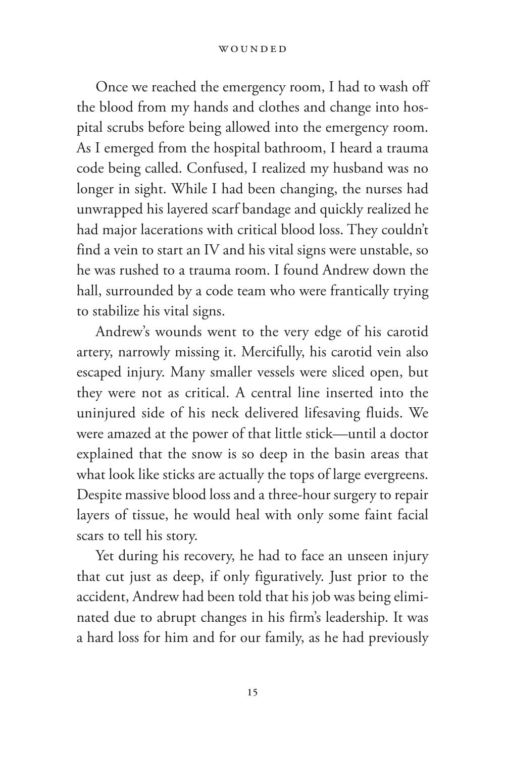Once we reached the emergency room, I had to wash off the blood from my hands and clothes and change into hospital scrubs before being allowed into the emergency room. As I emerged from the hospital bathroom, I heard a trauma code being called. Confused, I realized my husband was no longer in sight. While I had been changing, the nurses had unwrapped his layered scarf bandage and quickly realized he had major lacerations with critical blood loss. They couldn't find a vein to start an IV and his vital signs were unstable, so he was rushed to a trauma room. I found Andrew down the hall, surrounded by a code team who were frantically trying to stabilize his vital signs.

Andrew's wounds went to the very edge of his carotid artery, narrowly missing it. Mercifully, his carotid vein also escaped injury. Many smaller vessels were sliced open, but they were not as critical. A central line inserted into the uninjured side of his neck delivered lifesaving fluids. We were amazed at the power of that little stick—until a doctor explained that the snow is so deep in the basin areas that what look like sticks are actually the tops of large evergreens. Despite massive blood loss and a three-hour surgery to repair layers of tissue, he would heal with only some faint facial scars to tell his story.

Yet during his recovery, he had to face an unseen injury that cut just as deep, if only figuratively. Just prior to the accident, Andrew had been told that his job was being eliminated due to abrupt changes in his firm's leadership. It was a hard loss for him and for our family, as he had previously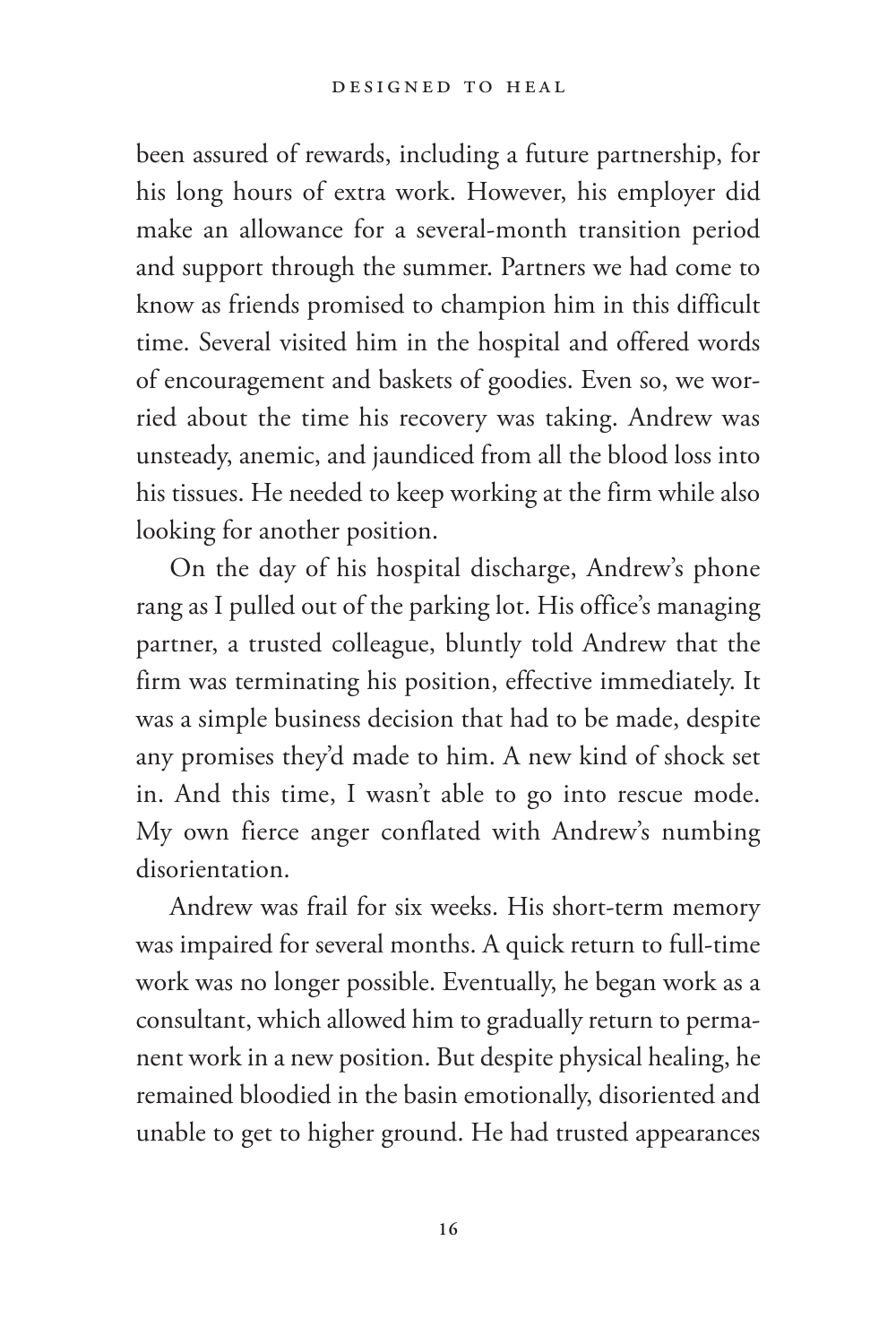been assured of rewards, including a future partnership, for his long hours of extra work. However, his employer did make an allowance for a several-month transition period and support through the summer. Partners we had come to know as friends promised to champion him in this difficult time. Several visited him in the hospital and offered words of encouragement and baskets of goodies. Even so, we worried about the time his recovery was taking. Andrew was unsteady, anemic, and jaundiced from all the blood loss into his tissues. He needed to keep working at the firm while also looking for another position.

On the day of his hospital discharge, Andrew's phone rang as I pulled out of the parking lot. His office's managing partner, a trusted colleague, bluntly told Andrew that the firm was terminating his position, effective immediately. It was a simple business decision that had to be made, despite any promises they'd made to him. A new kind of shock set in. And this time, I wasn't able to go into rescue mode. My own fierce anger conflated with Andrew's numbing disorientation.

Andrew was frail for six weeks. His short-term memory was impaired for several months. A quick return to full-time work was no longer possible. Eventually, he began work as a consultant, which allowed him to gradually return to permanent work in a new position. But despite physical healing, he remained bloodied in the basin emotionally, disoriented and unable to get to higher ground. He had trusted appearances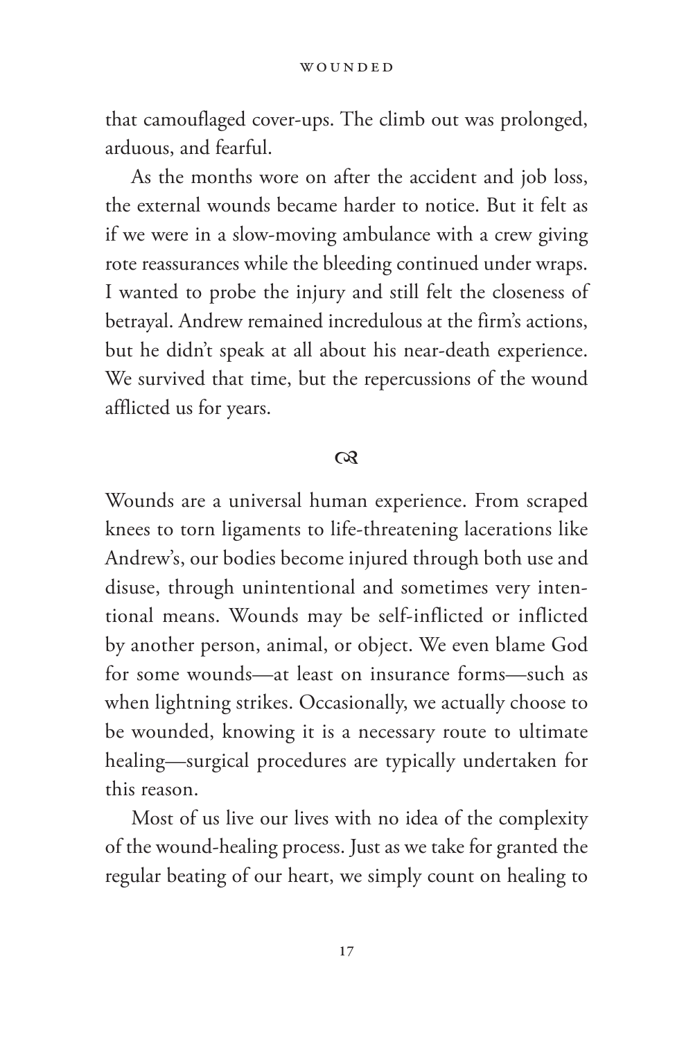that camouflaged cover-ups. The climb out was prolonged, arduous, and fearful.

As the months wore on after the accident and job loss, the external wounds became harder to notice. But it felt as if we were in a slow-moving ambulance with a crew giving rote reassurances while the bleeding continued under wraps. I wanted to probe the injury and still felt the closeness of betrayal. Andrew remained incredulous at the firm's actions, but he didn't speak at all about his near-death experience. We survived that time, but the repercussions of the wound afflicted us for years.

☙

Wounds are a universal human experience. From scraped knees to torn ligaments to life-threatening lacerations like Andrew's, our bodies become injured through both use and disuse, through unintentional and sometimes very intentional means. Wounds may be self-inflicted or inflicted by another person, animal, or object. We even blame God for some wounds—at least on insurance forms—such as when lightning strikes. Occasionally, we actually choose to be wounded, knowing it is a necessary route to ultimate healing—surgical procedures are typically undertaken for this reason.

Most of us live our lives with no idea of the complexity of the wound-healing process. Just as we take for granted the regular beating of our heart, we simply count on healing to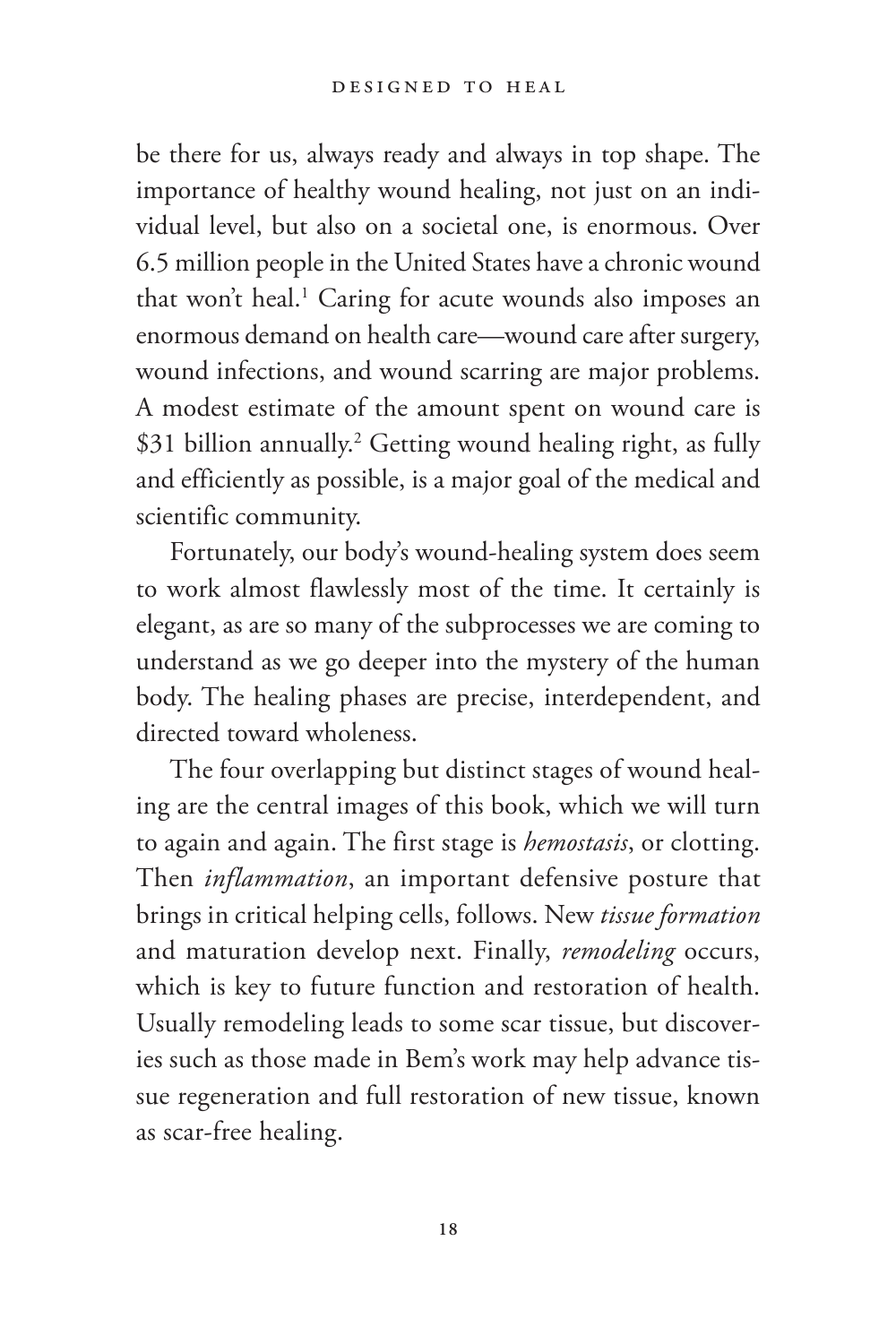be there for us, always ready and always in top shape. The importance of healthy wound healing, not just on an individual level, but also on a societal one, is enormous. Over 6.5 million people in the United States have a chronic wound that won't heal.[1] Caring for acute wounds also imposes an enormous demand on health care—wound care after surgery, wound infections, and wound scarring are major problems. A modest estimate of the amount spent on wound care is $31 billion annually.[2] Getting wound healing right, as fully and efficiently as possible, is a major goal of the medical and scientific community.

Fortunately, our body's wound-healing system does seem to work almost flawlessly most of the time. It certainly is elegant, as are so many of the subprocesses we are coming to understand as we go deeper into the mystery of the human body. The healing phases are precise, interdependent, and directed toward wholeness.

The four overlapping but distinct stages of wound healing are the central images of this book, which we will turn to again and again. The first stage is *hemostasis*, or clotting. Then *inflammation*, an important defensive posture that brings in critical helping cells, follows. New *tissue formation* and maturation develop next. Finally, *remodeling* occurs, which is key to future function and restoration of health. Usually remodeling leads to some scar tissue, but discoveries such as those made in Bem's work may help advance tissue regeneration and full restoration of new tissue, known as scar-free healing.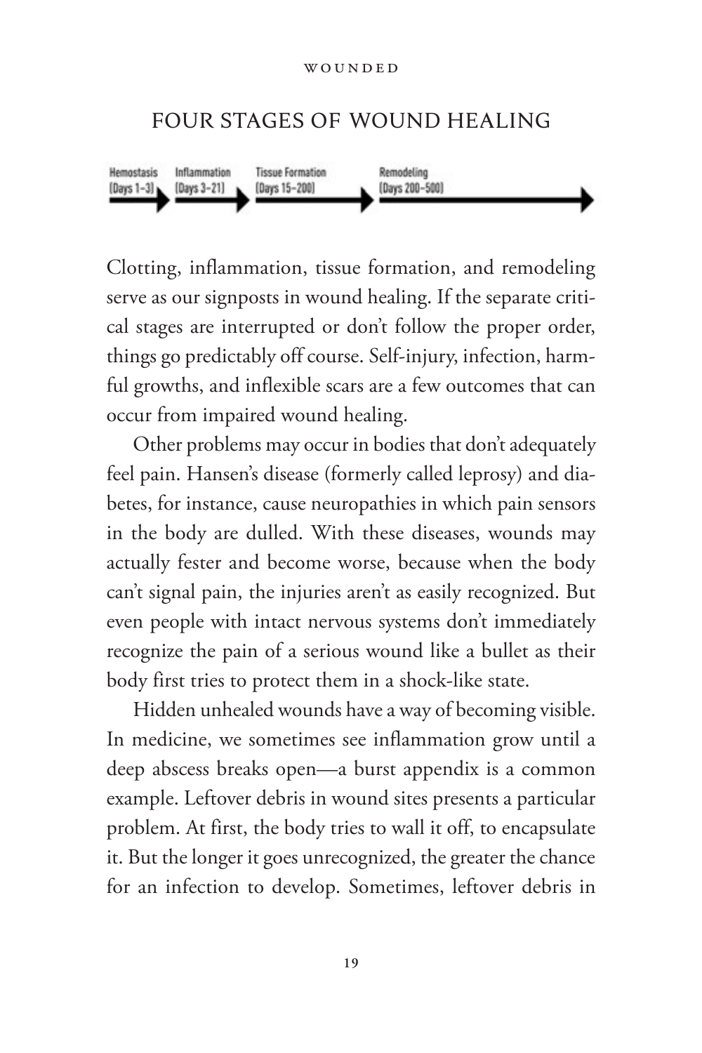## FOUR STAGES OF WOUND HEALING

Hemostasis (Days 1–3) → Inflammation (Days 3–21) → Tissue Formation (Days 15–200) → Remodeling (Days 200–500) →

Clotting, inflammation, tissue formation, and remodeling serve as our signposts in wound healing. If the separate critical stages are interrupted or don't follow the proper order, things go predictably off course. Self-injury, infection, harmful growths, and inflexible scars are a few outcomes that can occur from impaired wound healing.

Other problems may occur in bodies that don't adequately feel pain. Hansen's disease (formerly called leprosy) and diabetes, for instance, cause neuropathies in which pain sensors in the body are dulled. With these diseases, wounds may actually fester and become worse, because when the body can't signal pain, the injuries aren't as easily recognized. But even people with intact nervous systems don't immediately recognize the pain of a serious wound like a bullet as their body first tries to protect them in a shock-like state.

Hidden unhealed wounds have a way of becoming visible. In medicine, we sometimes see inflammation grow until a deep abscess breaks open—a burst appendix is a common example. Leftover debris in wound sites presents a particular problem. At first, the body tries to wall it off, to encapsulate it. But the longer it goes unrecognized, the greater the chance for an infection to develop. Sometimes, leftover debris in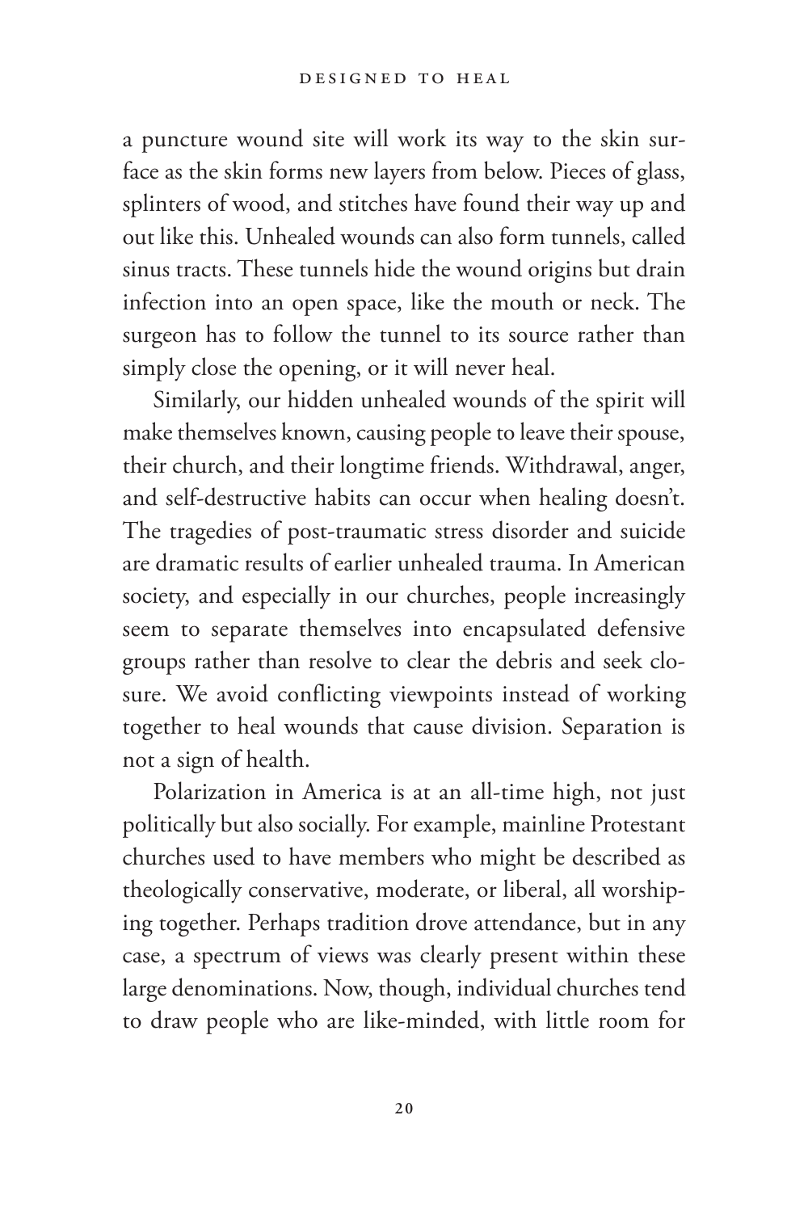a puncture wound site will work its way to the skin surface as the skin forms new layers from below. Pieces of glass, splinters of wood, and stitches have found their way up and out like this. Unhealed wounds can also form tunnels, called sinus tracts. These tunnels hide the wound origins but drain infection into an open space, like the mouth or neck. The surgeon has to follow the tunnel to its source rather than simply close the opening, or it will never heal.

Similarly, our hidden unhealed wounds of the spirit will make themselves known, causing people to leave their spouse, their church, and their longtime friends. Withdrawal, anger, and self-destructive habits can occur when healing doesn't. The tragedies of post-traumatic stress disorder and suicide are dramatic results of earlier unhealed trauma. In American society, and especially in our churches, people increasingly seem to separate themselves into encapsulated defensive groups rather than resolve to clear the debris and seek closure. We avoid conflicting viewpoints instead of working together to heal wounds that cause division. Separation is not a sign of health.

Polarization in America is at an all-time high, not just politically but also socially. For example, mainline Protestant churches used to have members who might be described as theologically conservative, moderate, or liberal, all worshiping together. Perhaps tradition drove attendance, but in any case, a spectrum of views was clearly present within these large denominations. Now, though, individual churches tend to draw people who are like-minded, with little room for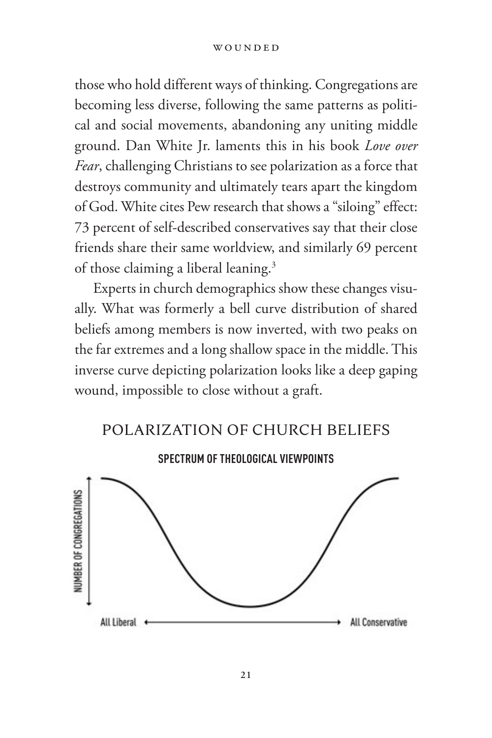those who hold different ways of thinking. Congregations are becoming less diverse, following the same patterns as political and social movements, abandoning any uniting middle ground. Dan White Jr. laments this in his book *Love over Fear*, challenging Christians to see polarization as a force that destroys community and ultimately tears apart the kingdom of God. White cites Pew research that shows a "siloing" effect: 73 percent of self-described conservatives say that their close friends share their same worldview, and similarly 69 percent of those claiming a liberal leaning.[3]

Experts in church demographics show these changes visually. What was formerly a bell curve distribution of shared beliefs among members is now inverted, with two peaks on the far extremes and a long shallow space in the middle. This inverse curve depicting polarization looks like a deep gaping wound, impossible to close without a graft.

## POLARIZATION OF CHURCH BELIEFS

**SPECTRUM OF THEOLOGICAL VIEWPOINTS**

NUMBER OF CONGREGATIONS

All Liberal ← → All Conservative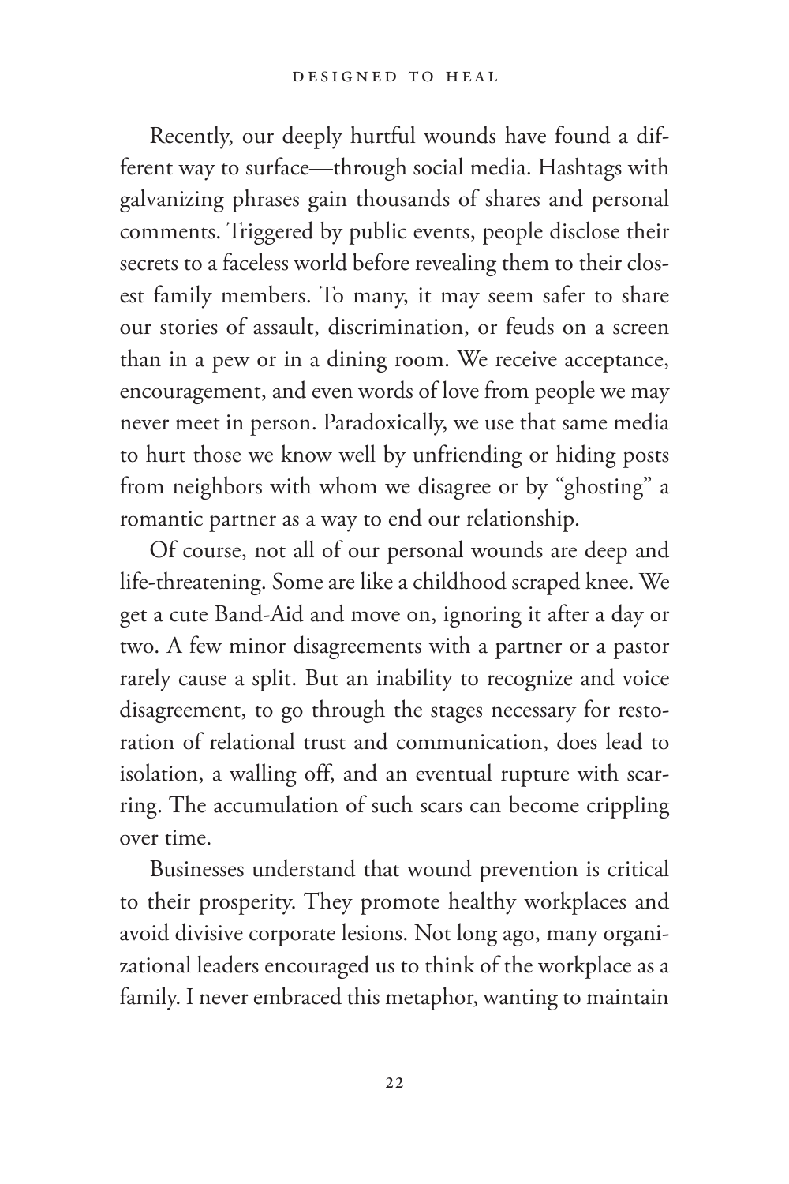Recently, our deeply hurtful wounds have found a different way to surface—through social media. Hashtags with galvanizing phrases gain thousands of shares and personal comments. Triggered by public events, people disclose their secrets to a faceless world before revealing them to their closest family members. To many, it may seem safer to share our stories of assault, discrimination, or feuds on a screen than in a pew or in a dining room. We receive acceptance, encouragement, and even words of love from people we may never meet in person. Paradoxically, we use that same media to hurt those we know well by unfriending or hiding posts from neighbors with whom we disagree or by "ghosting" a romantic partner as a way to end our relationship.

Of course, not all of our personal wounds are deep and life-threatening. Some are like a childhood scraped knee. We get a cute Band-Aid and move on, ignoring it after a day or two. A few minor disagreements with a partner or a pastor rarely cause a split. But an inability to recognize and voice disagreement, to go through the stages necessary for restoration of relational trust and communication, does lead to isolation, a walling off, and an eventual rupture with scarring. The accumulation of such scars can become crippling over time.

Businesses understand that wound prevention is critical to their prosperity. They promote healthy workplaces and avoid divisive corporate lesions. Not long ago, many organizational leaders encouraged us to think of the workplace as a family. I never embraced this metaphor, wanting to maintain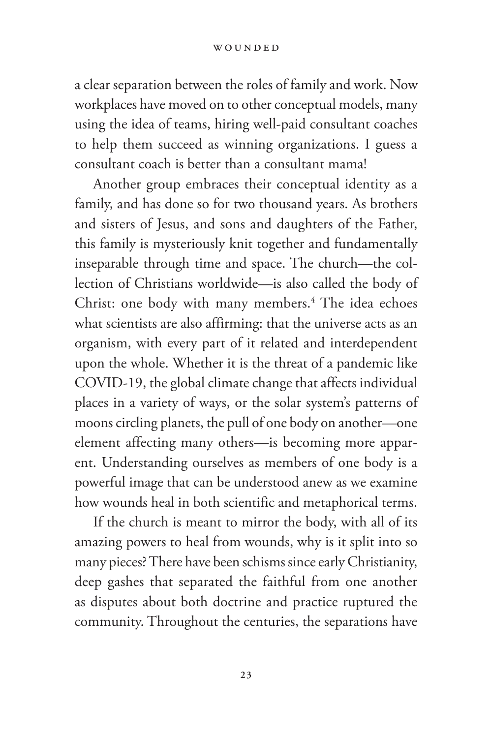a clear separation between the roles of family and work. Now workplaces have moved on to other conceptual models, many using the idea of teams, hiring well-paid consultant coaches to help them succeed as winning organizations. I guess a consultant coach is better than a consultant mama!

Another group embraces their conceptual identity as a family, and has done so for two thousand years. As brothers and sisters of Jesus, and sons and daughters of the Father, this family is mysteriously knit together and fundamentally inseparable through time and space. The church—the collection of Christians worldwide—is also called the body of Christ: one body with many members.[4] The idea echoes what scientists are also affirming: that the universe acts as an organism, with every part of it related and interdependent upon the whole. Whether it is the threat of a pandemic like COVID-19, the global climate change that affects individual places in a variety of ways, or the solar system's patterns of moons circling planets, the pull of one body on another—one element affecting many others—is becoming more apparent. Understanding ourselves as members of one body is a powerful image that can be understood anew as we examine how wounds heal in both scientific and metaphorical terms.

If the church is meant to mirror the body, with all of its amazing powers to heal from wounds, why is it split into so many pieces? There have been schisms since early Christianity, deep gashes that separated the faithful from one another as disputes about both doctrine and practice ruptured the community. Throughout the centuries, the separations have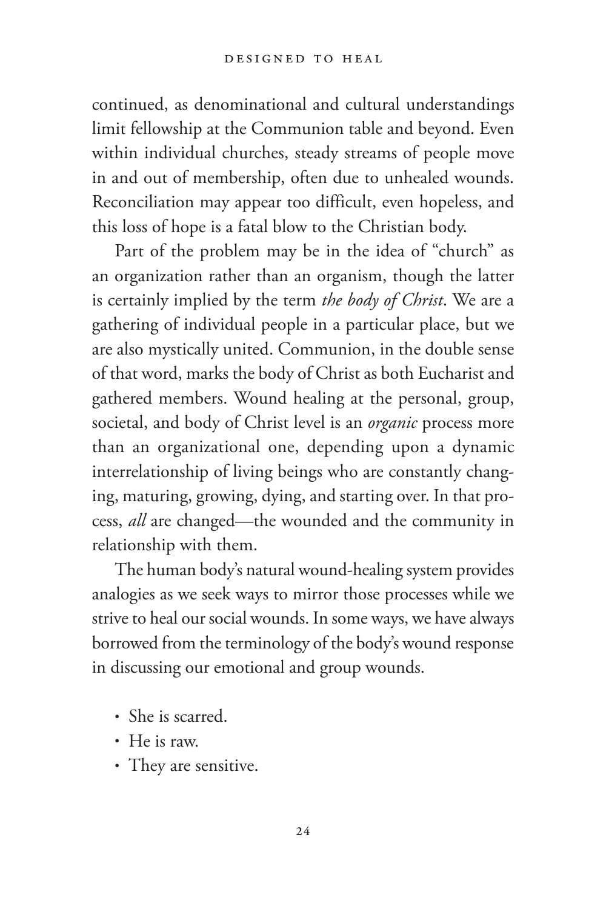continued, as denominational and cultural understandings limit fellowship at the Communion table and beyond. Even within individual churches, steady streams of people move in and out of membership, often due to unhealed wounds. Reconciliation may appear too difficult, even hopeless, and this loss of hope is a fatal blow to the Christian body.

Part of the problem may be in the idea of "church" as an organization rather than an organism, though the latter is certainly implied by the term *the body of Christ*. We are a gathering of individual people in a particular place, but we are also mystically united. Communion, in the double sense of that word, marks the body of Christ as both Eucharist and gathered members. Wound healing at the personal, group, societal, and body of Christ level is an *organic* process more than an organizational one, depending upon a dynamic interrelationship of living beings who are constantly changing, maturing, growing, dying, and starting over. In that process, *all* are changed—the wounded and the community in relationship with them.

The human body's natural wound-healing system provides analogies as we seek ways to mirror those processes while we strive to heal our social wounds. In some ways, we have always borrowed from the terminology of the body's wound response in discussing our emotional and group wounds.

- She is scarred.
- He is raw.
- They are sensitive.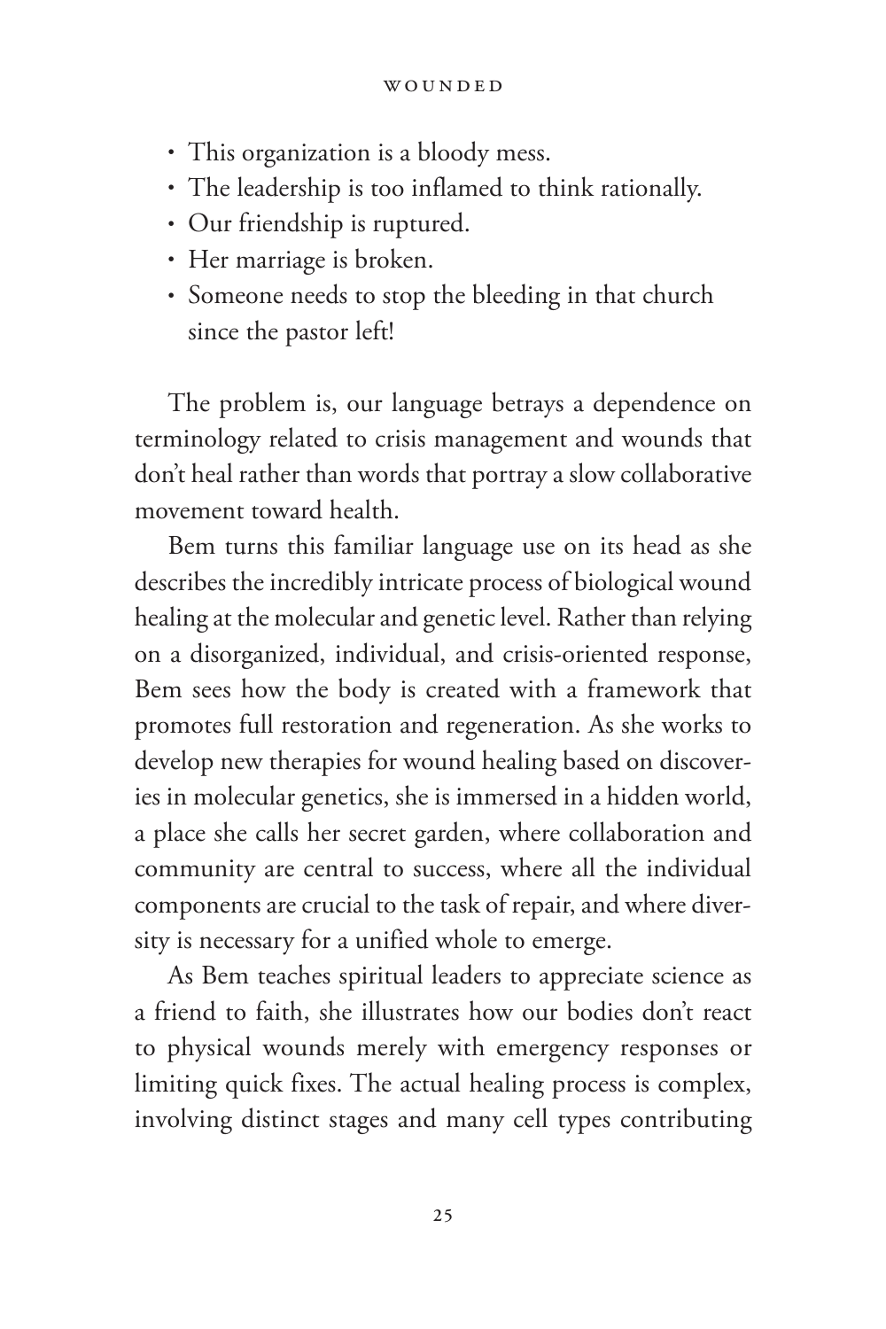- This organization is a bloody mess.
- The leadership is too inflamed to think rationally.
- Our friendship is ruptured.
- Her marriage is broken.
- Someone needs to stop the bleeding in that church since the pastor left!

The problem is, our language betrays a dependence on terminology related to crisis management and wounds that don't heal rather than words that portray a slow collaborative movement toward health.

Bem turns this familiar language use on its head as she describes the incredibly intricate process of biological wound healing at the molecular and genetic level. Rather than relying on a disorganized, individual, and crisis-oriented response, Bem sees how the body is created with a framework that promotes full restoration and regeneration. As she works to develop new therapies for wound healing based on discoveries in molecular genetics, she is immersed in a hidden world, a place she calls her secret garden, where collaboration and community are central to success, where all the individual components are crucial to the task of repair, and where diversity is necessary for a unified whole to emerge.

As Bem teaches spiritual leaders to appreciate science as a friend to faith, she illustrates how our bodies don't react to physical wounds merely with emergency responses or limiting quick fixes. The actual healing process is complex, involving distinct stages and many cell types contributing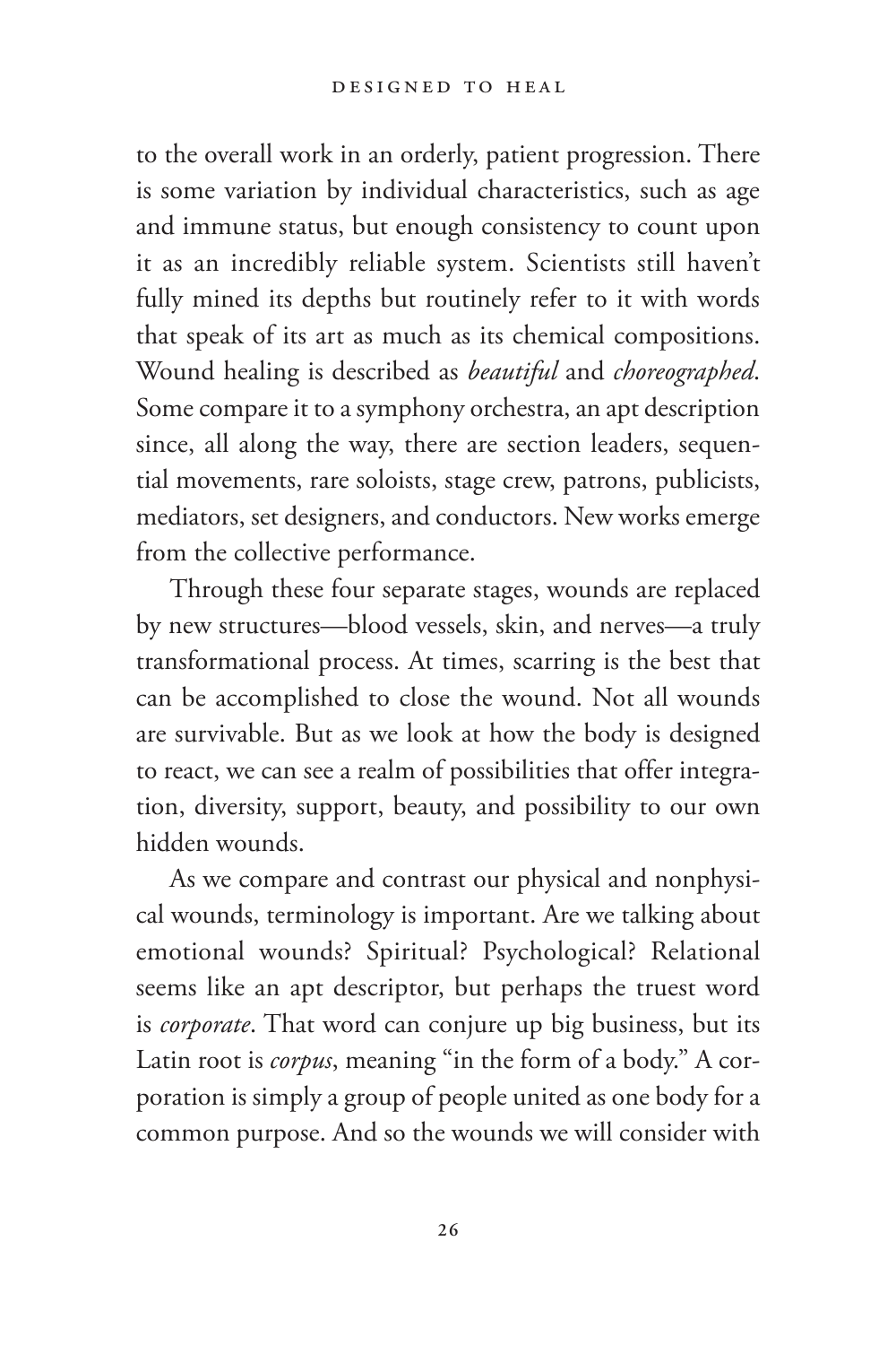to the overall work in an orderly, patient progression. There is some variation by individual characteristics, such as age and immune status, but enough consistency to count upon it as an incredibly reliable system. Scientists still haven't fully mined its depths but routinely refer to it with words that speak of its art as much as its chemical compositions. Wound healing is described as *beautiful* and *choreographed*. Some compare it to a symphony orchestra, an apt description since, all along the way, there are section leaders, sequential movements, rare soloists, stage crew, patrons, publicists, mediators, set designers, and conductors. New works emerge from the collective performance.

Through these four separate stages, wounds are replaced by new structures—blood vessels, skin, and nerves—a truly transformational process. At times, scarring is the best that can be accomplished to close the wound. Not all wounds are survivable. But as we look at how the body is designed to react, we can see a realm of possibilities that offer integration, diversity, support, beauty, and possibility to our own hidden wounds.

As we compare and contrast our physical and nonphysical wounds, terminology is important. Are we talking about emotional wounds? Spiritual? Psychological? Relational seems like an apt descriptor, but perhaps the truest word is *corporate*. That word can conjure up big business, but its Latin root is *corpus*, meaning "in the form of a body." A corporation is simply a group of people united as one body for a common purpose. And so the wounds we will consider with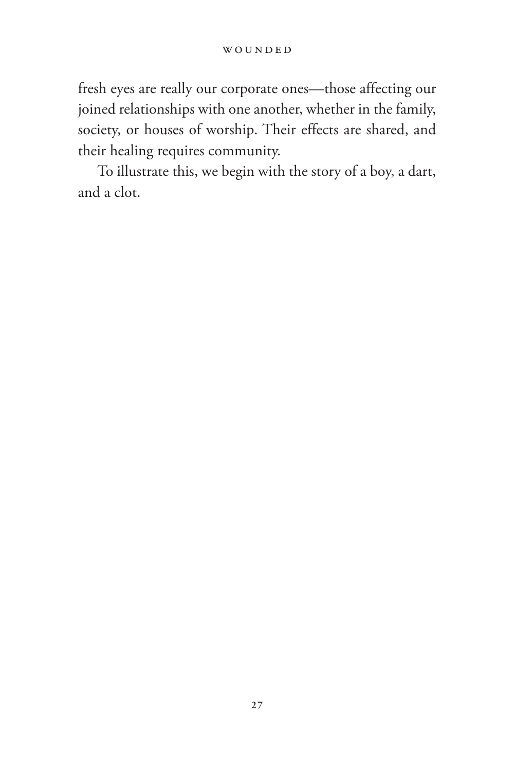fresh eyes are really our corporate ones—those affecting our joined relationships with one another, whether in the family, society, or houses of worship. Their effects are shared, and their healing requires community.

To illustrate this, we begin with the story of a boy, a dart, and a clot.